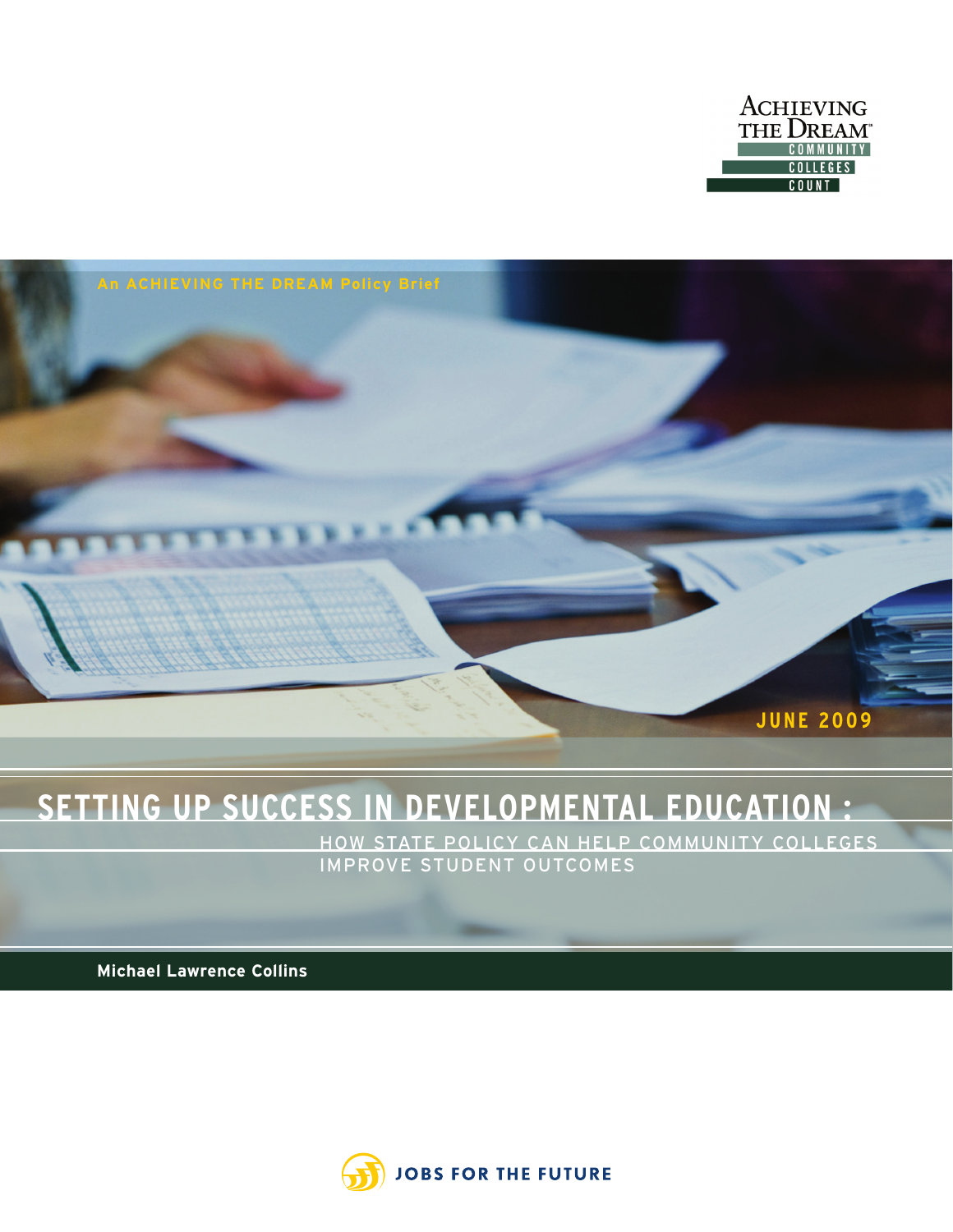Achieving the Dream

COMMUNITY COLLEGES COUNT

An ACHIEVING THE DREAM Policy Brief

JUNE 2009

# SETTING UP SUCCESS IN DEVELOPMENTAL EDUCATION:

## HOW STATE POLICY CAN HELP COMMUNITY COLLEGES IMPROVE STUDENT OUTCOMES

**Michael Lawrence Collins**

JOBS FOR THE FUTURE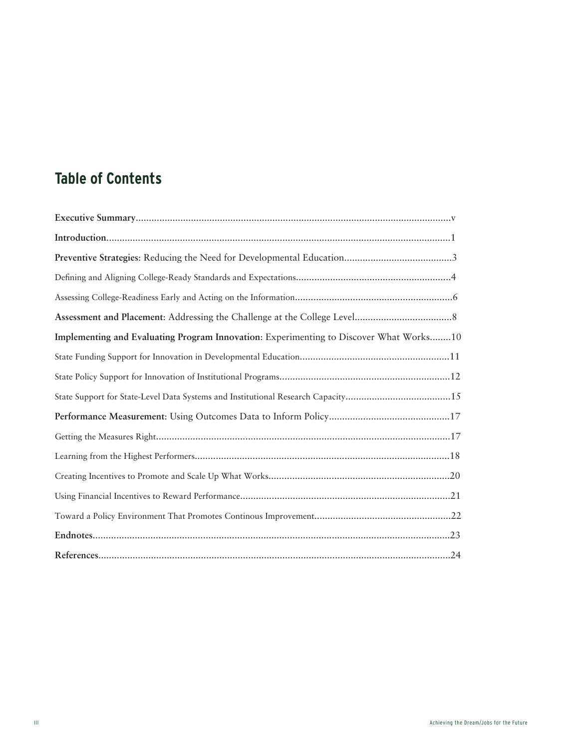## Table of Contents

**Executive Summary**........v

**Introduction**........1

**Preventive Strategies**: Reducing the Need for Developmental Education........3

Defining and Aligning College-Ready Standards and Expectations........4

Assessing College-Readiness Early and Acting on the Information........6

**Assessment and Placement**: Addressing the Challenge at the College Level........8

**Implementing and Evaluating Program Innovation**: Experimenting to Discover What Works........10

State Funding Support for Innovation in Developmental Education........11

State Policy Support for Innovation of Institutional Programs........12

State Support for State-Level Data Systems and Institutional Research Capacity........15

**Performance Measurement**: Using Outcomes Data to Inform Policy........17

Getting the Measures Right........17

Learning from the Highest Performers........18

Creating Incentives to Promote and Scale Up What Works........20

Using Financial Incentives to Reward Performance........21

Toward a Policy Environment That Promotes Continous Improvement........22

**Endnotes**........23

**References**........24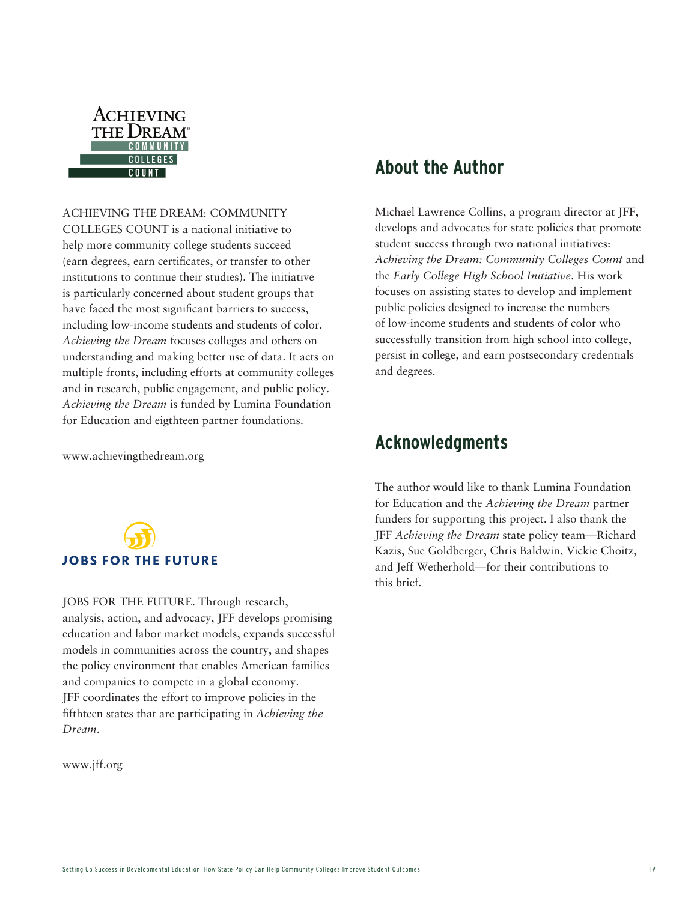ACHIEVING THE DREAM: COMMUNITY COLLEGES COUNT is a national initiative to help more community college students succeed (earn degrees, earn certificates, or transfer to other institutions to continue their studies). The initiative is particularly concerned about student groups that have faced the most significant barriers to success, including low-income students and students of color. *Achieving the Dream* focuses colleges and others on understanding and making better use of data. It acts on multiple fronts, including efforts at community colleges and in research, public engagement, and public policy. *Achieving the Dream* is funded by Lumina Foundation for Education and eigthteen partner foundations.

www.achievingthedream.org

JOBS FOR THE FUTURE. Through research, analysis, action, and advocacy, JFF develops promising education and labor market models, expands successful models in communities across the country, and shapes the policy environment that enables American families and companies to compete in a global economy. JFF coordinates the effort to improve policies in the fifthteen states that are participating in *Achieving the Dream*.

www.jff.org

## About the Author

Michael Lawrence Collins, a program director at JFF, develops and advocates for state policies that promote student success through two national initiatives: *Achieving the Dream: Community Colleges Count* and the *Early College High School Initiative*. His work focuses on assisting states to develop and implement public policies designed to increase the numbers of low-income students and students of color who successfully transition from high school into college, persist in college, and earn postsecondary credentials and degrees.

## Acknowledgments

The author would like to thank Lumina Foundation for Education and the *Achieving the Dream* partner funders for supporting this project. I also thank the JFF *Achieving the Dream* state policy team—Richard Kazis, Sue Goldberger, Chris Baldwin, Vickie Choitz, and Jeff Wetherhold—for their contributions to this brief.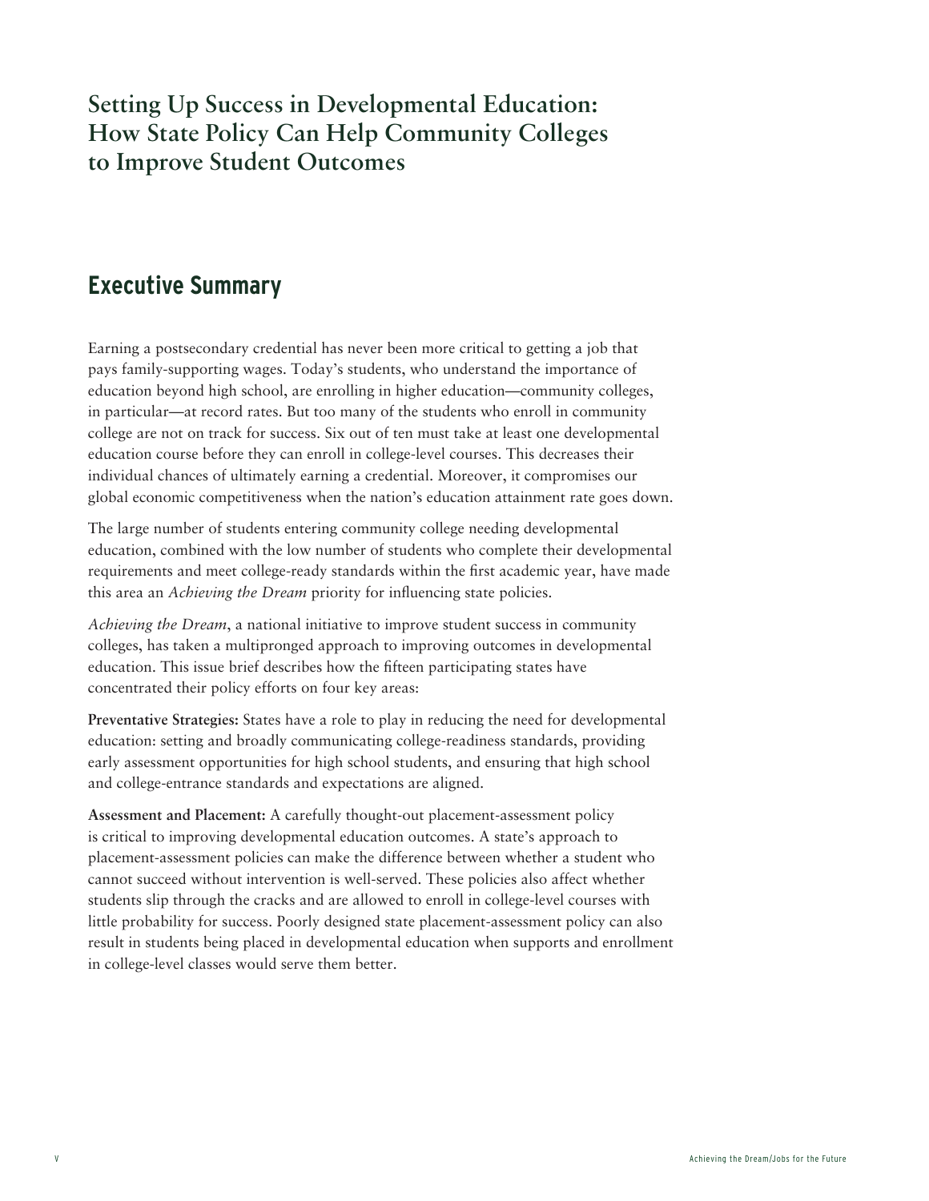# Setting Up Success in Developmental Education: How State Policy Can Help Community Colleges to Improve Student Outcomes

## Executive Summary

Earning a postsecondary credential has never been more critical to getting a job that pays family-supporting wages. Today's students, who understand the importance of education beyond high school, are enrolling in higher education—community colleges, in particular—at record rates. But too many of the students who enroll in community college are not on track for success. Six out of ten must take at least one developmental education course before they can enroll in college-level courses. This decreases their individual chances of ultimately earning a credential. Moreover, it compromises our global economic competitiveness when the nation's education attainment rate goes down.

The large number of students entering community college needing developmental education, combined with the low number of students who complete their developmental requirements and meet college-ready standards within the first academic year, have made this area an *Achieving the Dream* priority for influencing state policies.

*Achieving the Dream*, a national initiative to improve student success in community colleges, has taken a multipronged approach to improving outcomes in developmental education. This issue brief describes how the fifteen participating states have concentrated their policy efforts on four key areas:

**Preventative Strategies:** States have a role to play in reducing the need for developmental education: setting and broadly communicating college-readiness standards, providing early assessment opportunities for high school students, and ensuring that high school and college-entrance standards and expectations are aligned.

**Assessment and Placement:** A carefully thought-out placement-assessment policy is critical to improving developmental education outcomes. A state's approach to placement-assessment policies can make the difference between whether a student who cannot succeed without intervention is well-served. These policies also affect whether students slip through the cracks and are allowed to enroll in college-level courses with little probability for success. Poorly designed state placement-assessment policy can also result in students being placed in developmental education when supports and enrollment in college-level classes would serve them better.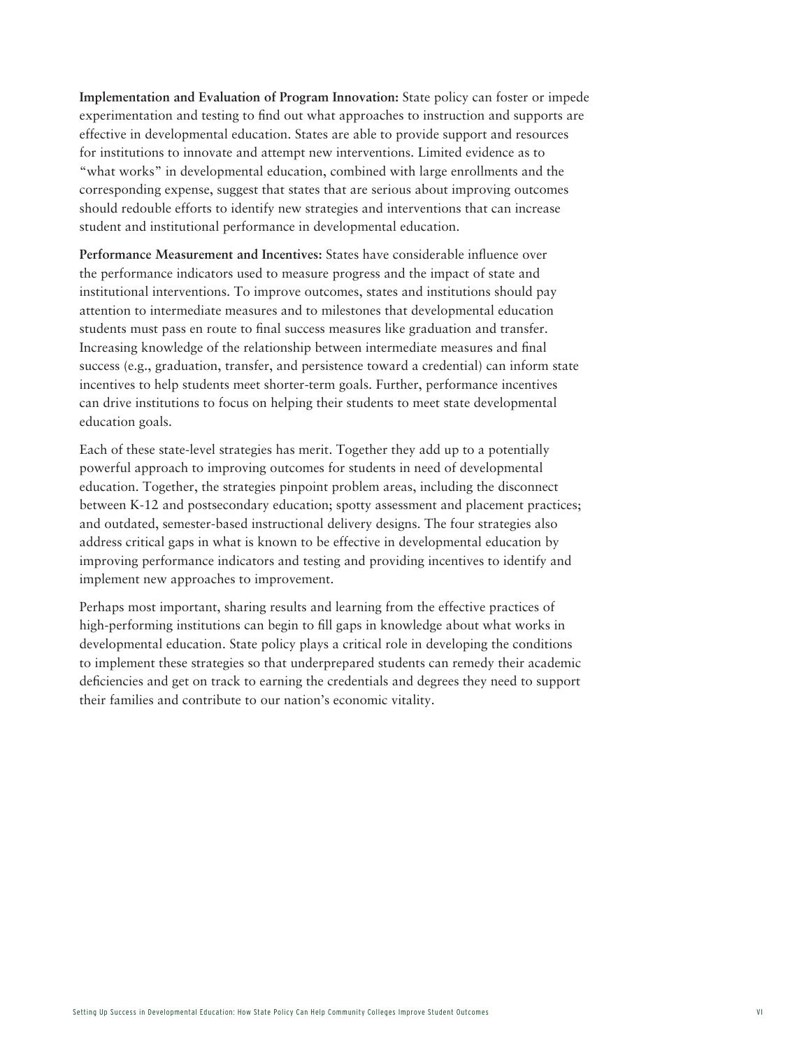**Implementation and Evaluation of Program Innovation:** State policy can foster or impede experimentation and testing to find out what approaches to instruction and supports are effective in developmental education. States are able to provide support and resources for institutions to innovate and attempt new interventions. Limited evidence as to "what works" in developmental education, combined with large enrollments and the corresponding expense, suggest that states that are serious about improving outcomes should redouble efforts to identify new strategies and interventions that can increase student and institutional performance in developmental education.

**Performance Measurement and Incentives:** States have considerable influence over the performance indicators used to measure progress and the impact of state and institutional interventions. To improve outcomes, states and institutions should pay attention to intermediate measures and to milestones that developmental education students must pass en route to final success measures like graduation and transfer. Increasing knowledge of the relationship between intermediate measures and final success (e.g., graduation, transfer, and persistence toward a credential) can inform state incentives to help students meet shorter-term goals. Further, performance incentives can drive institutions to focus on helping their students to meet state developmental education goals.

Each of these state-level strategies has merit. Together they add up to a potentially powerful approach to improving outcomes for students in need of developmental education. Together, the strategies pinpoint problem areas, including the disconnect between K-12 and postsecondary education; spotty assessment and placement practices; and outdated, semester-based instructional delivery designs. The four strategies also address critical gaps in what is known to be effective in developmental education by improving performance indicators and testing and providing incentives to identify and implement new approaches to improvement.

Perhaps most important, sharing results and learning from the effective practices of high-performing institutions can begin to fill gaps in knowledge about what works in developmental education. State policy plays a critical role in developing the conditions to implement these strategies so that underprepared students can remedy their academic deficiencies and get on track to earning the credentials and degrees they need to support their families and contribute to our nation's economic vitality.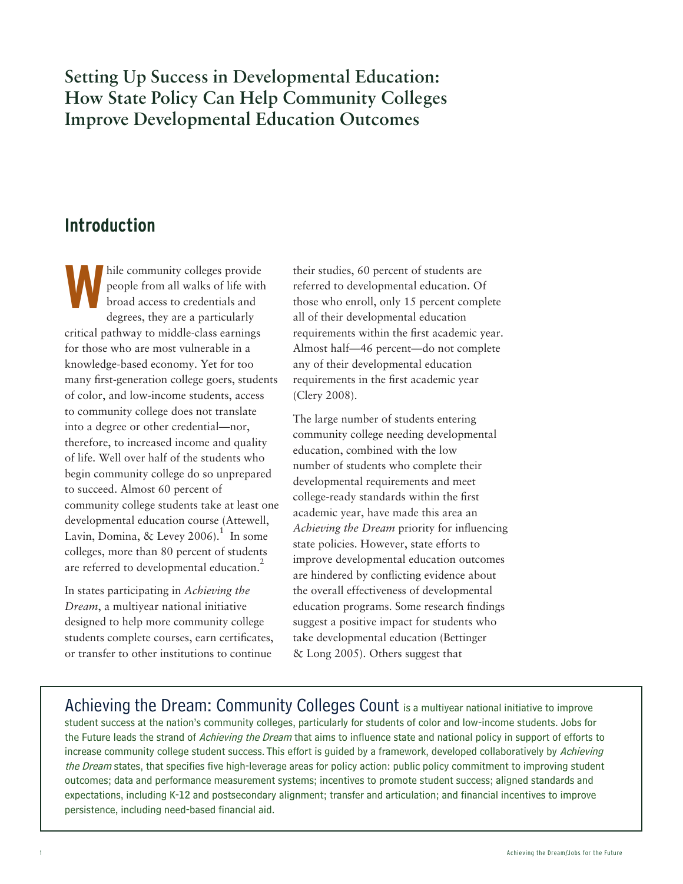# Setting Up Success in Developmental Education: How State Policy Can Help Community Colleges Improve Developmental Education Outcomes

## Introduction

While community colleges provide people from all walks of life with broad access to credentials and degrees, they are a particularly critical pathway to middle-class earnings for those who are most vulnerable in a knowledge-based economy. Yet for too many first-generation college goers, students of color, and low-income students, access to community college does not translate into a degree or other credential—nor, therefore, to increased income and quality of life. Well over half of the students who begin community college do so unprepared to succeed. Almost 60 percent of community college students take at least one developmental education course (Attewell, Lavin, Domina, & Levey 2006).[1] In some colleges, more than 80 percent of students are referred to developmental education.[2]

In states participating in *Achieving the Dream*, a multiyear national initiative designed to help more community college students complete courses, earn certificates, or transfer to other institutions to continue their studies, 60 percent of students are referred to developmental education. Of those who enroll, only 15 percent complete all of their developmental education requirements within the first academic year. Almost half—46 percent—do not complete any of their developmental education requirements in the first academic year (Clery 2008).

The large number of students entering community college needing developmental education, combined with the low number of students who complete their developmental requirements and meet college-ready standards within the first academic year, have made this area an *Achieving the Dream* priority for influencing state policies. However, state efforts to improve developmental education outcomes are hindered by conflicting evidence about the overall effectiveness of developmental education programs. Some research findings suggest a positive impact for students who take developmental education (Bettinger & Long 2005). Others suggest that

---

**Achieving the Dream: Community Colleges Count** is a multiyear national initiative to improve student success at the nation's community colleges, particularly for students of color and low-income students. Jobs for the Future leads the strand of *Achieving the Dream* that aims to influence state and national policy in support of efforts to increase community college student success. This effort is guided by a framework, developed collaboratively by *Achieving the Dream* states, that specifies five high-leverage areas for policy action: public policy commitment to improving student outcomes; data and performance measurement systems; incentives to promote student success; aligned standards and expectations, including K-12 and postsecondary alignment; transfer and articulation; and financial incentives to improve persistence, including need-based financial aid.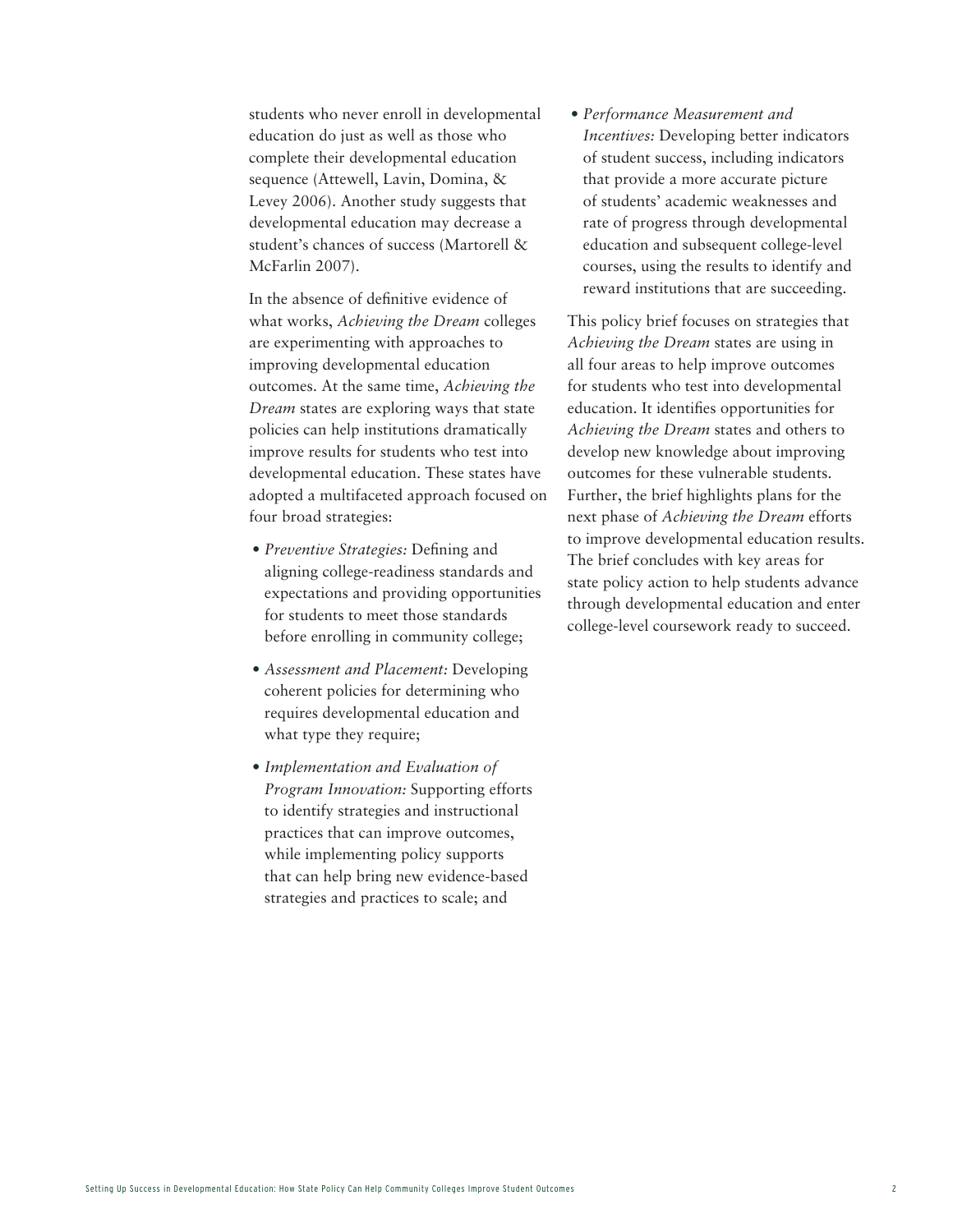students who never enroll in developmental education do just as well as those who complete their developmental education sequence (Attewell, Lavin, Domina, & Levey 2006). Another study suggests that developmental education may decrease a student's chances of success (Martorell & McFarlin 2007).

In the absence of definitive evidence of what works, *Achieving the Dream* colleges are experimenting with approaches to improving developmental education outcomes. At the same time, *Achieving the Dream* states are exploring ways that state policies can help institutions dramatically improve results for students who test into developmental education. These states have adopted a multifaceted approach focused on four broad strategies:

- *Preventive Strategies:* Defining and aligning college-readiness standards and expectations and providing opportunities for students to meet those standards before enrolling in community college;
- *Assessment and Placement:* Developing coherent policies for determining who requires developmental education and what type they require;
- *Implementation and Evaluation of Program Innovation:* Supporting efforts to identify strategies and instructional practices that can improve outcomes, while implementing policy supports that can help bring new evidence-based strategies and practices to scale; and
- *Performance Measurement and Incentives:* Developing better indicators of student success, including indicators that provide a more accurate picture of students' academic weaknesses and rate of progress through developmental education and subsequent college-level courses, using the results to identify and reward institutions that are succeeding.

This policy brief focuses on strategies that *Achieving the Dream* states are using in all four areas to help improve outcomes for students who test into developmental education. It identifies opportunities for *Achieving the Dream* states and others to develop new knowledge about improving outcomes for these vulnerable students. Further, the brief highlights plans for the next phase of *Achieving the Dream* efforts to improve developmental education results. The brief concludes with key areas for state policy action to help students advance through developmental education and enter college-level coursework ready to succeed.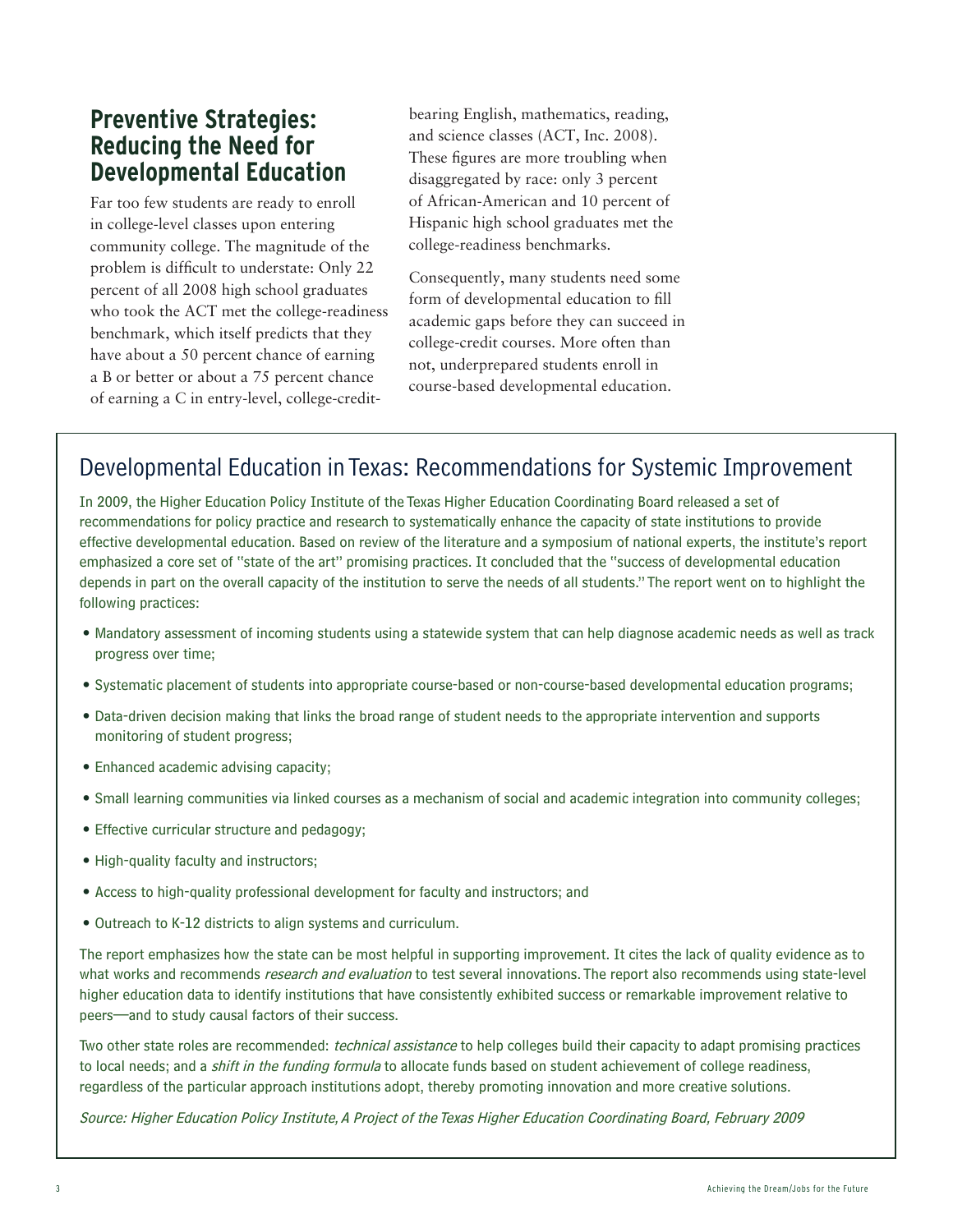## Preventive Strategies: Reducing the Need for Developmental Education

Far too few students are ready to enroll in college-level classes upon entering community college. The magnitude of the problem is difficult to understate: Only 22 percent of all 2008 high school graduates who took the ACT met the college-readiness benchmark, which itself predicts that they have about a 50 percent chance of earning a B or better or about a 75 percent chance of earning a C in entry-level, college-credit-bearing English, mathematics, reading, and science classes (ACT, Inc. 2008). These figures are more troubling when disaggregated by race: only 3 percent of African-American and 10 percent of Hispanic high school graduates met the college-readiness benchmarks.

Consequently, many students need some form of developmental education to fill academic gaps before they can succeed in college-credit courses. More often than not, underprepared students enroll in course-based developmental education.

### Developmental Education in Texas: Recommendations for Systemic Improvement

In 2009, the Higher Education Policy Institute of the Texas Higher Education Coordinating Board released a set of recommendations for policy practice and research to systematically enhance the capacity of state institutions to provide effective developmental education. Based on review of the literature and a symposium of national experts, the institute's report emphasized a core set of "state of the art" promising practices. It concluded that the "success of developmental education depends in part on the overall capacity of the institution to serve the needs of all students." The report went on to highlight the following practices:

- Mandatory assessment of incoming students using a statewide system that can help diagnose academic needs as well as track progress over time;
- Systematic placement of students into appropriate course-based or non-course-based developmental education programs;
- Data-driven decision making that links the broad range of student needs to the appropriate intervention and supports monitoring of student progress;
- Enhanced academic advising capacity;
- Small learning communities via linked courses as a mechanism of social and academic integration into community colleges;
- Effective curricular structure and pedagogy;
- High-quality faculty and instructors;
- Access to high-quality professional development for faculty and instructors; and
- Outreach to K-12 districts to align systems and curriculum.

The report emphasizes how the state can be most helpful in supporting improvement. It cites the lack of quality evidence as to what works and recommends *research and evaluation* to test several innovations. The report also recommends using state-level higher education data to identify institutions that have consistently exhibited success or remarkable improvement relative to peers—and to study causal factors of their success.

Two other state roles are recommended: *technical assistance* to help colleges build their capacity to adapt promising practices to local needs; and a *shift in the funding formula* to allocate funds based on student achievement of college readiness, regardless of the particular approach institutions adopt, thereby promoting innovation and more creative solutions.

*Source: Higher Education Policy Institute, A Project of the Texas Higher Education Coordinating Board, February 2009*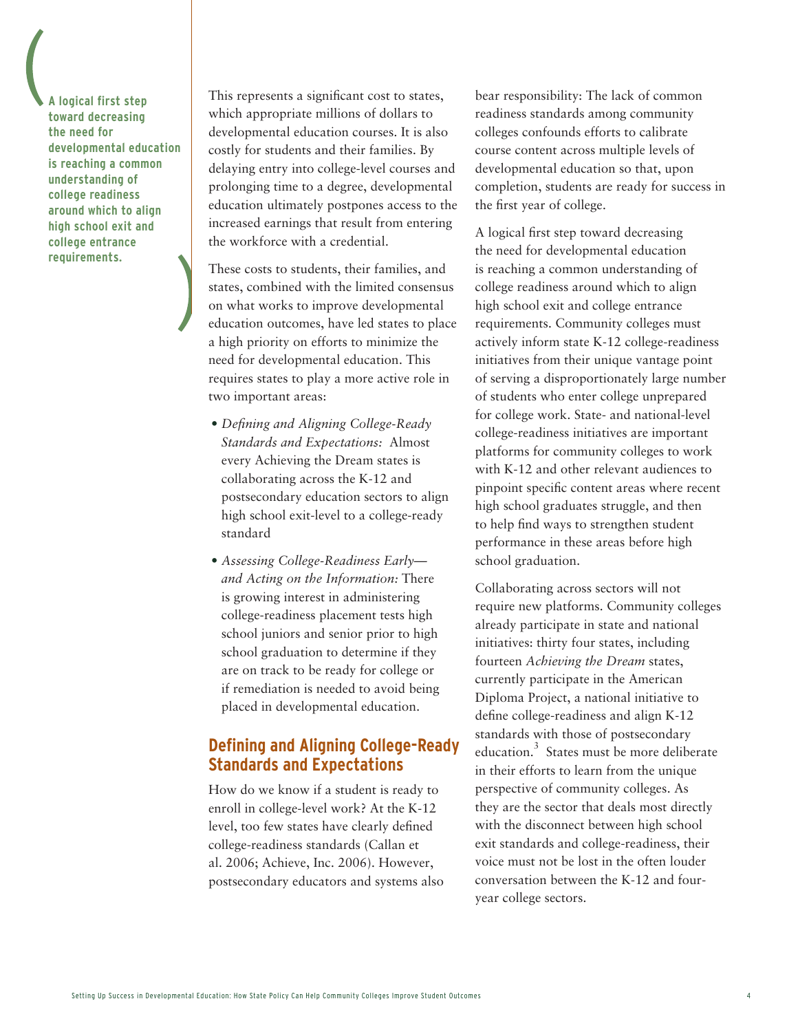> **A logical first step toward decreasing the need for developmental education is reaching a common understanding of college readiness around which to align high school exit and college entrance requirements.**

This represents a significant cost to states, which appropriate millions of dollars to developmental education courses. It is also costly for students and their families. By delaying entry into college-level courses and prolonging time to a degree, developmental education ultimately postpones access to the increased earnings that result from entering the workforce with a credential.

These costs to students, their families, and states, combined with the limited consensus on what works to improve developmental education outcomes, have led states to place a high priority on efforts to minimize the need for developmental education. This requires states to play a more active role in two important areas:

- *Defining and Aligning College-Ready Standards and Expectations:* Almost every Achieving the Dream states is collaborating across the K-12 and postsecondary education sectors to align high school exit-level to a college-ready standard
- *Assessing College-Readiness Early—and Acting on the Information:* There is growing interest in administering college-readiness placement tests high school juniors and senior prior to high school graduation to determine if they are on track to be ready for college or if remediation is needed to avoid being placed in developmental education.

## Defining and Aligning College-Ready Standards and Expectations

How do we know if a student is ready to enroll in college-level work? At the K-12 level, too few states have clearly defined college-readiness standards (Callan et al. 2006; Achieve, Inc. 2006). However, postsecondary educators and systems also bear responsibility: The lack of common readiness standards among community colleges confounds efforts to calibrate course content across multiple levels of developmental education so that, upon completion, students are ready for success in the first year of college.

A logical first step toward decreasing the need for developmental education is reaching a common understanding of college readiness around which to align high school exit and college entrance requirements. Community colleges must actively inform state K-12 college-readiness initiatives from their unique vantage point of serving a disproportionately large number of students who enter college unprepared for college work. State- and national-level college-readiness initiatives are important platforms for community colleges to work with K-12 and other relevant audiences to pinpoint specific content areas where recent high school graduates struggle, and then to help find ways to strengthen student performance in these areas before high school graduation.

Collaborating across sectors will not require new platforms. Community colleges already participate in state and national initiatives: thirty four states, including fourteen *Achieving the Dream* states, currently participate in the American Diploma Project, a national initiative to define college-readiness and align K-12 standards with those of postsecondary education.[3] States must be more deliberate in their efforts to learn from the unique perspective of community colleges. As they are the sector that deals most directly with the disconnect between high school exit standards and college-readiness, their voice must not be lost in the often louder conversation between the K-12 and four-year college sectors.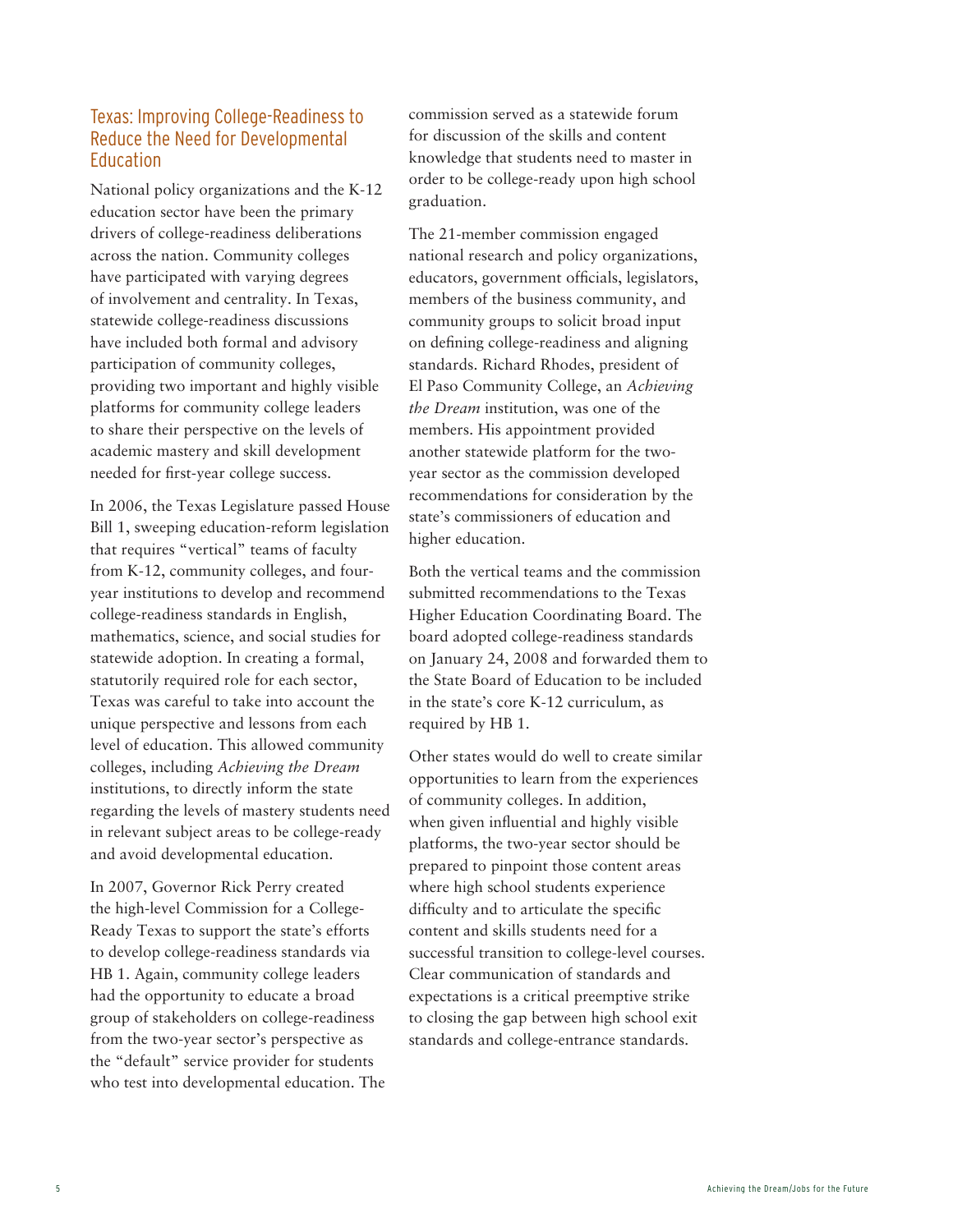## Texas: Improving College-Readiness to Reduce the Need for Developmental Education

National policy organizations and the K-12 education sector have been the primary drivers of college-readiness deliberations across the nation. Community colleges have participated with varying degrees of involvement and centrality. In Texas, statewide college-readiness discussions have included both formal and advisory participation of community colleges, providing two important and highly visible platforms for community college leaders to share their perspective on the levels of academic mastery and skill development needed for first-year college success.

In 2006, the Texas Legislature passed House Bill 1, sweeping education-reform legislation that requires "vertical" teams of faculty from K-12, community colleges, and four-year institutions to develop and recommend college-readiness standards in English, mathematics, science, and social studies for statewide adoption. In creating a formal, statutorily required role for each sector, Texas was careful to take into account the unique perspective and lessons from each level of education. This allowed community colleges, including *Achieving the Dream* institutions, to directly inform the state regarding the levels of mastery students need in relevant subject areas to be college-ready and avoid developmental education.

In 2007, Governor Rick Perry created the high-level Commission for a College-Ready Texas to support the state's efforts to develop college-readiness standards via HB 1. Again, community college leaders had the opportunity to educate a broad group of stakeholders on college-readiness from the two-year sector's perspective as the "default" service provider for students who test into developmental education. The commission served as a statewide forum for discussion of the skills and content knowledge that students need to master in order to be college-ready upon high school graduation.

The 21-member commission engaged national research and policy organizations, educators, government officials, legislators, members of the business community, and community groups to solicit broad input on defining college-readiness and aligning standards. Richard Rhodes, president of El Paso Community College, an *Achieving the Dream* institution, was one of the members. His appointment provided another statewide platform for the two-year sector as the commission developed recommendations for consideration by the state's commissioners of education and higher education.

Both the vertical teams and the commission submitted recommendations to the Texas Higher Education Coordinating Board. The board adopted college-readiness standards on January 24, 2008 and forwarded them to the State Board of Education to be included in the state's core K-12 curriculum, as required by HB 1.

Other states would do well to create similar opportunities to learn from the experiences of community colleges. In addition, when given influential and highly visible platforms, the two-year sector should be prepared to pinpoint those content areas where high school students experience difficulty and to articulate the specific content and skills students need for a successful transition to college-level courses. Clear communication of standards and expectations is a critical preemptive strike to closing the gap between high school exit standards and college-entrance standards.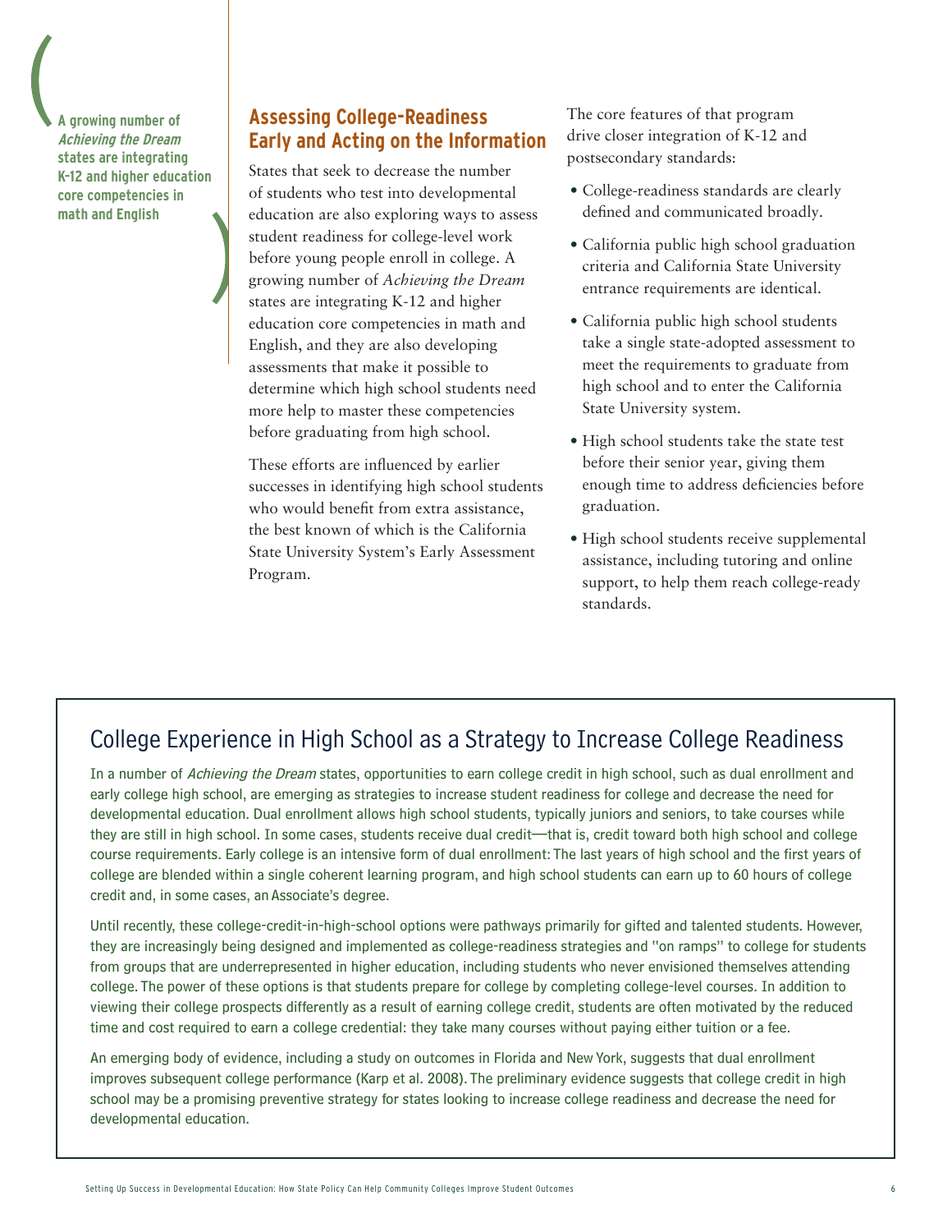> **A growing number of *Achieving the Dream* states are integrating K-12 and higher education core competencies in math and English**

## Assessing College-Readiness Early and Acting on the Information

States that seek to decrease the number of students who test into developmental education are also exploring ways to assess student readiness for college-level work before young people enroll in college. A growing number of *Achieving the Dream* states are integrating K-12 and higher education core competencies in math and English, and they are also developing assessments that make it possible to determine which high school students need more help to master these competencies before graduating from high school.

These efforts are influenced by earlier successes in identifying high school students who would benefit from extra assistance, the best known of which is the California State University System's Early Assessment Program.

The core features of that program drive closer integration of K-12 and postsecondary standards:

- College-readiness standards are clearly defined and communicated broadly.
- California public high school graduation criteria and California State University entrance requirements are identical.
- California public high school students take a single state-adopted assessment to meet the requirements to graduate from high school and to enter the California State University system.
- High school students take the state test before their senior year, giving them enough time to address deficiencies before graduation.
- High school students receive supplemental assistance, including tutoring and online support, to help them reach college-ready standards.

## College Experience in High School as a Strategy to Increase College Readiness

In a number of *Achieving the Dream* states, opportunities to earn college credit in high school, such as dual enrollment and early college high school, are emerging as strategies to increase student readiness for college and decrease the need for developmental education. Dual enrollment allows high school students, typically juniors and seniors, to take courses while they are still in high school. In some cases, students receive dual credit—that is, credit toward both high school and college course requirements. Early college is an intensive form of dual enrollment: The last years of high school and the first years of college are blended within a single coherent learning program, and high school students can earn up to 60 hours of college credit and, in some cases, an Associate's degree.

Until recently, these college-credit-in-high-school options were pathways primarily for gifted and talented students. However, they are increasingly being designed and implemented as college-readiness strategies and "on ramps" to college for students from groups that are underrepresented in higher education, including students who never envisioned themselves attending college. The power of these options is that students prepare for college by completing college-level courses. In addition to viewing their college prospects differently as a result of earning college credit, students are often motivated by the reduced time and cost required to earn a college credential: they take many courses without paying either tuition or a fee.

An emerging body of evidence, including a study on outcomes in Florida and New York, suggests that dual enrollment improves subsequent college performance (Karp et al. 2008). The preliminary evidence suggests that college credit in high school may be a promising preventive strategy for states looking to increase college readiness and decrease the need for developmental education.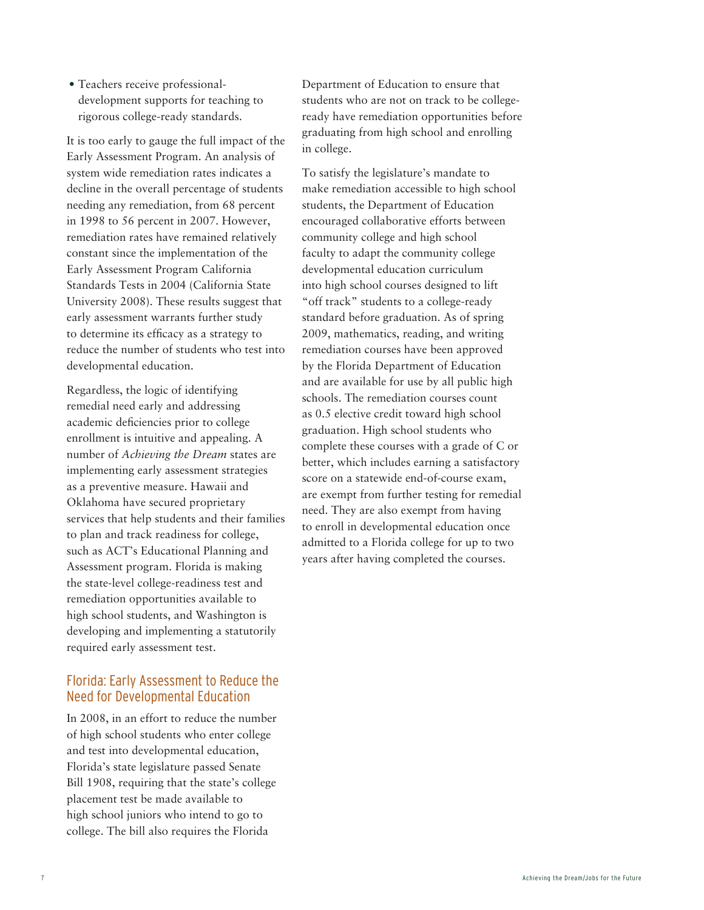- Teachers receive professional-development supports for teaching to rigorous college-ready standards.

It is too early to gauge the full impact of the Early Assessment Program. An analysis of system wide remediation rates indicates a decline in the overall percentage of students needing any remediation, from 68 percent in 1998 to 56 percent in 2007. However, remediation rates have remained relatively constant since the implementation of the Early Assessment Program California Standards Tests in 2004 (California State University 2008). These results suggest that early assessment warrants further study to determine its efficacy as a strategy to reduce the number of students who test into developmental education.

Regardless, the logic of identifying remedial need early and addressing academic deficiencies prior to college enrollment is intuitive and appealing. A number of *Achieving the Dream* states are implementing early assessment strategies as a preventive measure. Hawaii and Oklahoma have secured proprietary services that help students and their families to plan and track readiness for college, such as ACT's Educational Planning and Assessment program. Florida is making the state-level college-readiness test and remediation opportunities available to high school students, and Washington is developing and implementing a statutorily required early assessment test.

## Florida: Early Assessment to Reduce the Need for Developmental Education

In 2008, in an effort to reduce the number of high school students who enter college and test into developmental education, Florida's state legislature passed Senate Bill 1908, requiring that the state's college placement test be made available to high school juniors who intend to go to college. The bill also requires the Florida Department of Education to ensure that students who are not on track to be college-ready have remediation opportunities before graduating from high school and enrolling in college.

To satisfy the legislature's mandate to make remediation accessible to high school students, the Department of Education encouraged collaborative efforts between community college and high school faculty to adapt the community college developmental education curriculum into high school courses designed to lift "off track" students to a college-ready standard before graduation. As of spring 2009, mathematics, reading, and writing remediation courses have been approved by the Florida Department of Education and are available for use by all public high schools. The remediation courses count as 0.5 elective credit toward high school graduation. High school students who complete these courses with a grade of C or better, which includes earning a satisfactory score on a statewide end-of-course exam, are exempt from further testing for remedial need. They are also exempt from having to enroll in developmental education once admitted to a Florida college for up to two years after having completed the courses.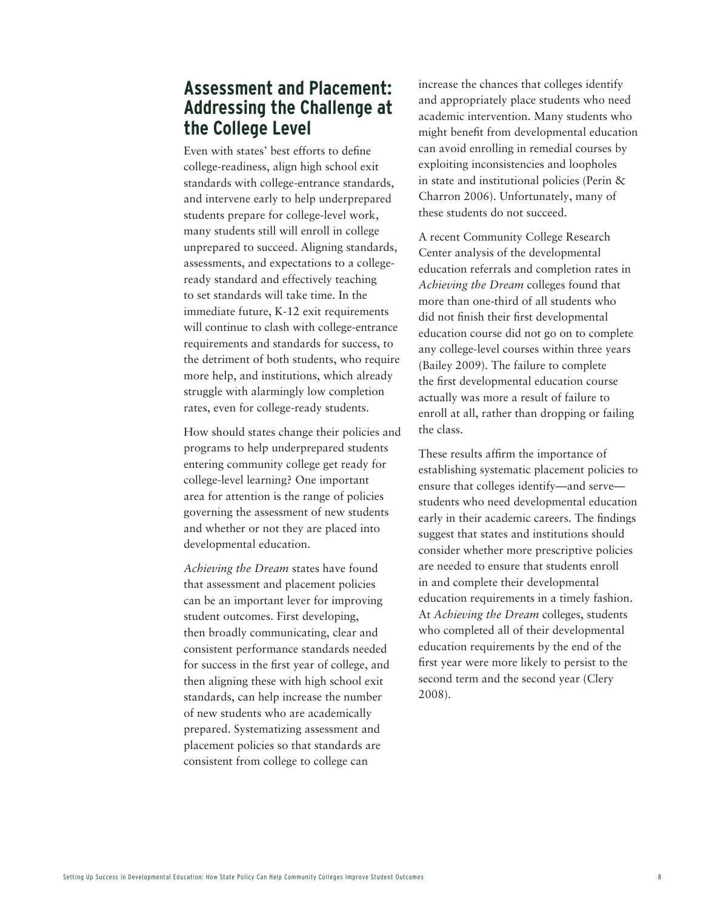## Assessment and Placement: Addressing the Challenge at the College Level

Even with states' best efforts to define college-readiness, align high school exit standards with college-entrance standards, and intervene early to help underprepared students prepare for college-level work, many students still will enroll in college unprepared to succeed. Aligning standards, assessments, and expectations to a college-ready standard and effectively teaching to set standards will take time. In the immediate future, K-12 exit requirements will continue to clash with college-entrance requirements and standards for success, to the detriment of both students, who require more help, and institutions, which already struggle with alarmingly low completion rates, even for college-ready students.

How should states change their policies and programs to help underprepared students entering community college get ready for college-level learning? One important area for attention is the range of policies governing the assessment of new students and whether or not they are placed into developmental education.

*Achieving the Dream* states have found that assessment and placement policies can be an important lever for improving student outcomes. First developing, then broadly communicating, clear and consistent performance standards needed for success in the first year of college, and then aligning these with high school exit standards, can help increase the number of new students who are academically prepared. Systematizing assessment and placement policies so that standards are consistent from college to college can increase the chances that colleges identify and appropriately place students who need academic intervention. Many students who might benefit from developmental education can avoid enrolling in remedial courses by exploiting inconsistencies and loopholes in state and institutional policies (Perin & Charron 2006). Unfortunately, many of these students do not succeed.

A recent Community College Research Center analysis of the developmental education referrals and completion rates in *Achieving the Dream* colleges found that more than one-third of all students who did not finish their first developmental education course did not go on to complete any college-level courses within three years (Bailey 2009). The failure to complete the first developmental education course actually was more a result of failure to enroll at all, rather than dropping or failing the class.

These results affirm the importance of establishing systematic placement policies to ensure that colleges identify—and serve—students who need developmental education early in their academic careers. The findings suggest that states and institutions should consider whether more prescriptive policies are needed to ensure that students enroll in and complete their developmental education requirements in a timely fashion. At *Achieving the Dream* colleges, students who completed all of their developmental education requirements by the end of the first year were more likely to persist to the second term and the second year (Clery 2008).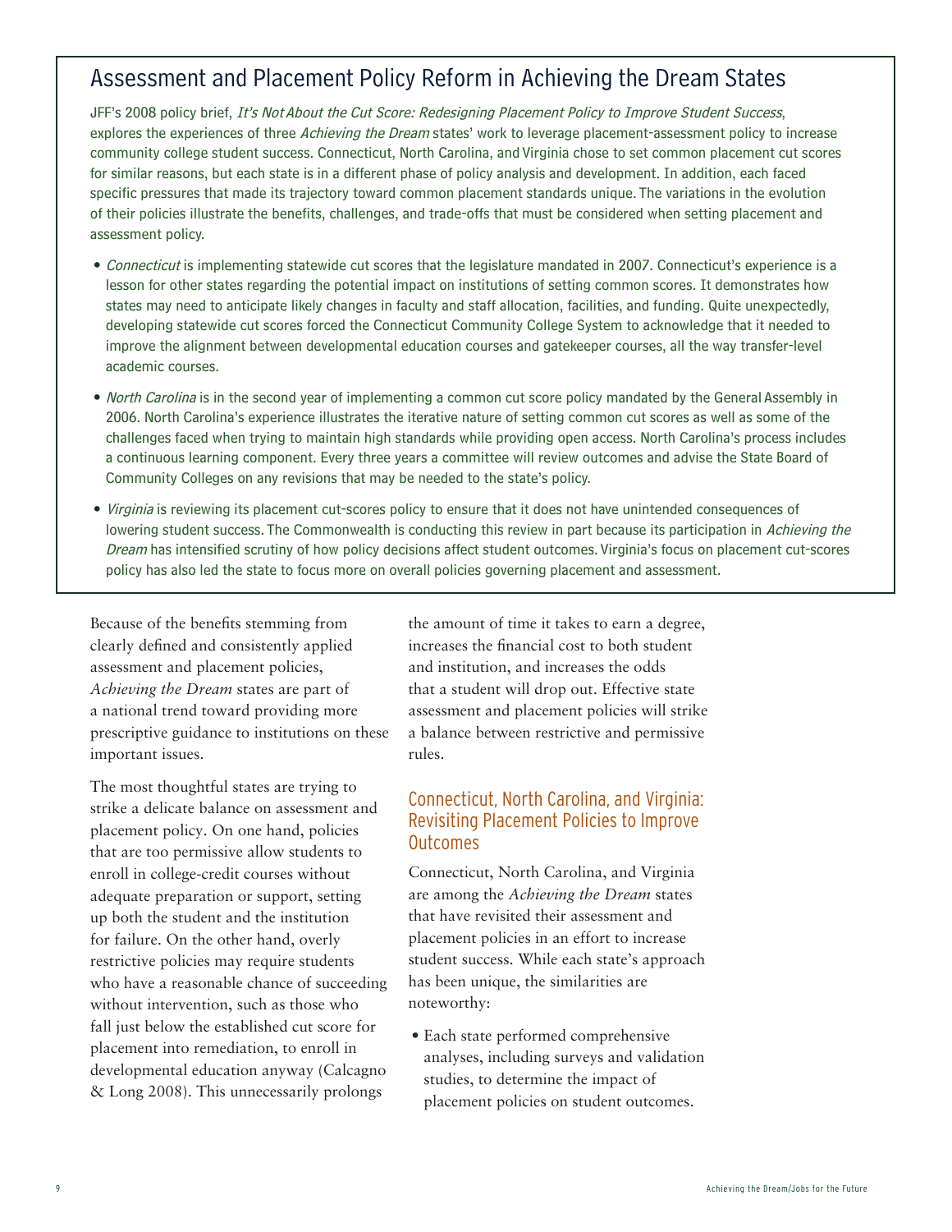## Assessment and Placement Policy Reform in Achieving the Dream States

JFF's 2008 policy brief, *It's Not About the Cut Score: Redesigning Placement Policy to Improve Student Success*, explores the experiences of three *Achieving the Dream* states' work to leverage placement-assessment policy to increase community college student success. Connecticut, North Carolina, and Virginia chose to set common placement cut scores for similar reasons, but each state is in a different phase of policy analysis and development. In addition, each faced specific pressures that made its trajectory toward common placement standards unique. The variations in the evolution of their policies illustrate the benefits, challenges, and trade-offs that must be considered when setting placement and assessment policy.

- *Connecticut* is implementing statewide cut scores that the legislature mandated in 2007. Connecticut's experience is a lesson for other states regarding the potential impact on institutions of setting common scores. It demonstrates how states may need to anticipate likely changes in faculty and staff allocation, facilities, and funding. Quite unexpectedly, developing statewide cut scores forced the Connecticut Community College System to acknowledge that it needed to improve the alignment between developmental education courses and gatekeeper courses, all the way transfer-level academic courses.
- *North Carolina* is in the second year of implementing a common cut score policy mandated by the General Assembly in 2006. North Carolina's experience illustrates the iterative nature of setting common cut scores as well as some of the challenges faced when trying to maintain high standards while providing open access. North Carolina's process includes a continuous learning component. Every three years a committee will review outcomes and advise the State Board of Community Colleges on any revisions that may be needed to the state's policy.
- *Virginia* is reviewing its placement cut-scores policy to ensure that it does not have unintended consequences of lowering student success. The Commonwealth is conducting this review in part because its participation in *Achieving the Dream* has intensified scrutiny of how policy decisions affect student outcomes. Virginia's focus on placement cut-scores policy has also led the state to focus more on overall policies governing placement and assessment.

Because of the benefits stemming from clearly defined and consistently applied assessment and placement policies, *Achieving the Dream* states are part of a national trend toward providing more prescriptive guidance to institutions on these important issues.

The most thoughtful states are trying to strike a delicate balance on assessment and placement policy. On one hand, policies that are too permissive allow students to enroll in college-credit courses without adequate preparation or support, setting up both the student and the institution for failure. On the other hand, overly restrictive policies may require students who have a reasonable chance of succeeding without intervention, such as those who fall just below the established cut score for placement into remediation, to enroll in developmental education anyway (Calcagno & Long 2008). This unnecessarily prolongs the amount of time it takes to earn a degree, increases the financial cost to both student and institution, and increases the odds that a student will drop out. Effective state assessment and placement policies will strike a balance between restrictive and permissive rules.

### Connecticut, North Carolina, and Virginia: Revisiting Placement Policies to Improve Outcomes

Connecticut, North Carolina, and Virginia are among the *Achieving the Dream* states that have revisited their assessment and placement policies in an effort to increase student success. While each state's approach has been unique, the similarities are noteworthy:

- Each state performed comprehensive analyses, including surveys and validation studies, to determine the impact of placement policies on student outcomes.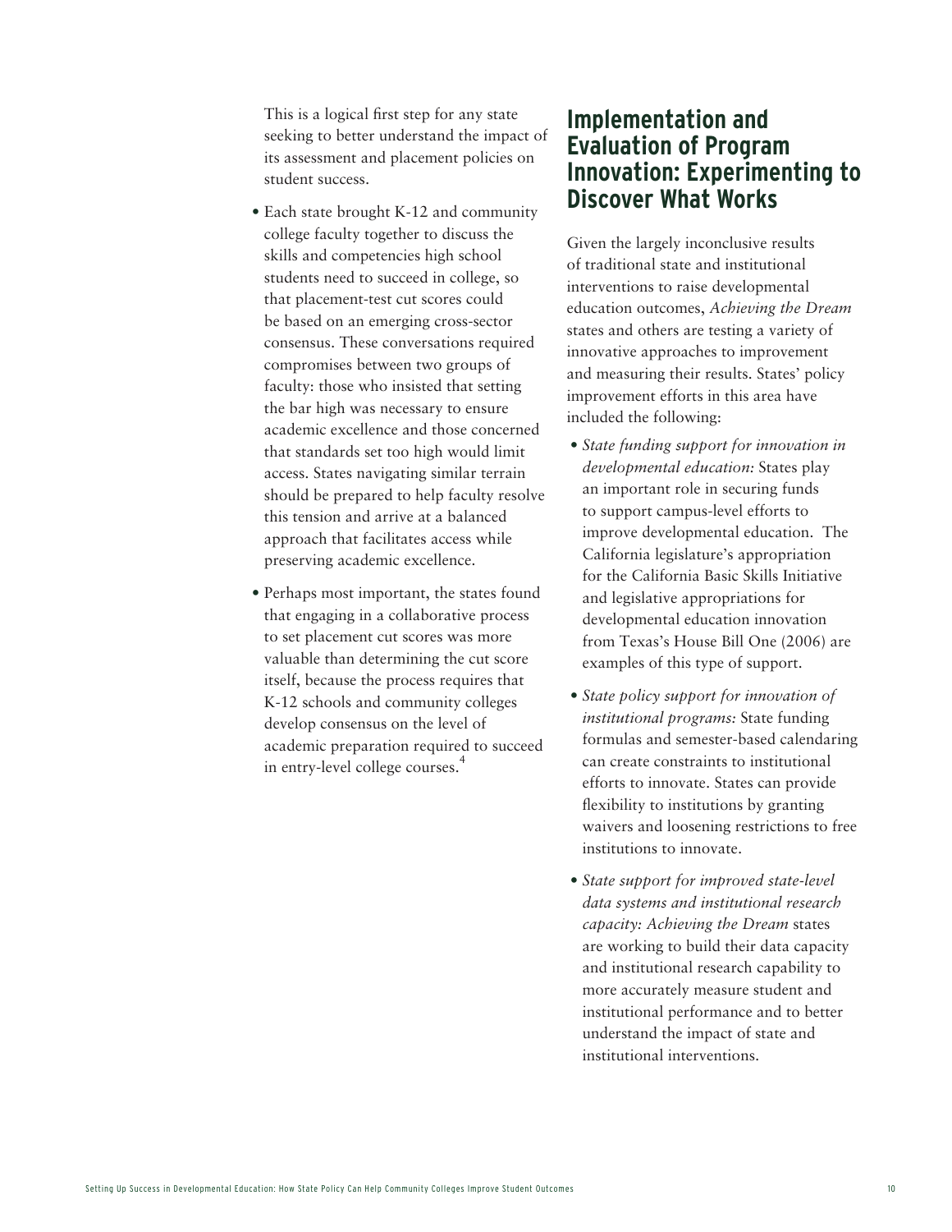This is a logical first step for any state seeking to better understand the impact of its assessment and placement policies on student success.

- Each state brought K-12 and community college faculty together to discuss the skills and competencies high school students need to succeed in college, so that placement-test cut scores could be based on an emerging cross-sector consensus. These conversations required compromises between two groups of faculty: those who insisted that setting the bar high was necessary to ensure academic excellence and those concerned that standards set too high would limit access. States navigating similar terrain should be prepared to help faculty resolve this tension and arrive at a balanced approach that facilitates access while preserving academic excellence.
- Perhaps most important, the states found that engaging in a collaborative process to set placement cut scores was more valuable than determining the cut score itself, because the process requires that K-12 schools and community colleges develop consensus on the level of academic preparation required to succeed in entry-level college courses.[4]

## Implementation and Evaluation of Program Innovation: Experimenting to Discover What Works

Given the largely inconclusive results of traditional state and institutional interventions to raise developmental education outcomes, *Achieving the Dream* states and others are testing a variety of innovative approaches to improvement and measuring their results. States' policy improvement efforts in this area have included the following:

- *State funding support for innovation in developmental education:* States play an important role in securing funds to support campus-level efforts to improve developmental education. The California legislature's appropriation for the California Basic Skills Initiative and legislative appropriations for developmental education innovation from Texas's House Bill One (2006) are examples of this type of support.
- *State policy support for innovation of institutional programs:* State funding formulas and semester-based calendaring can create constraints to institutional efforts to innovate. States can provide flexibility to institutions by granting waivers and loosening restrictions to free institutions to innovate.
- *State support for improved state-level data systems and institutional research capacity: Achieving the Dream* states are working to build their data capacity and institutional research capability to more accurately measure student and institutional performance and to better understand the impact of state and institutional interventions.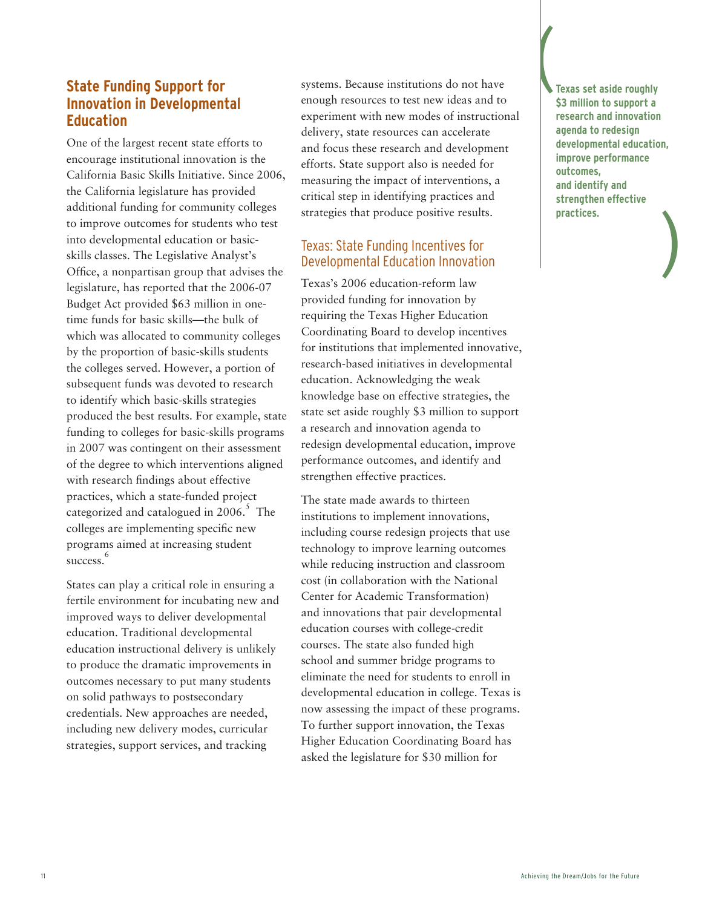## State Funding Support for Innovation in Developmental Education

One of the largest recent state efforts to encourage institutional innovation is the California Basic Skills Initiative. Since 2006, the California legislature has provided additional funding for community colleges to improve outcomes for students who test into developmental education or basic-skills classes. The Legislative Analyst's Office, a nonpartisan group that advises the legislature, has reported that the 2006-07 Budget Act provided $63 million in one-time funds for basic skills—the bulk of which was allocated to community colleges by the proportion of basic-skills students the colleges served. However, a portion of subsequent funds was devoted to research to identify which basic-skills strategies produced the best results. For example, state funding to colleges for basic-skills programs in 2007 was contingent on their assessment of the degree to which interventions aligned with research findings about effective practices, which a state-funded project categorized and catalogued in 2006.[5] The colleges are implementing specific new programs aimed at increasing student success.[6]

States can play a critical role in ensuring a fertile environment for incubating new and improved ways to deliver developmental education. Traditional developmental education instructional delivery is unlikely to produce the dramatic improvements in outcomes necessary to put many students on solid pathways to postsecondary credentials. New approaches are needed, including new delivery modes, curricular strategies, support services, and tracking systems. Because institutions do not have enough resources to test new ideas and to experiment with new modes of instructional delivery, state resources can accelerate and focus these research and development efforts. State support also is needed for measuring the impact of interventions, a critical step in identifying practices and strategies that produce positive results.

### Texas: State Funding Incentives for Developmental Education Innovation

Texas's 2006 education-reform law provided funding for innovation by requiring the Texas Higher Education Coordinating Board to develop incentives for institutions that implemented innovative, research-based initiatives in developmental education. Acknowledging the weak knowledge base on effective strategies, the state set aside roughly $3 million to support a research and innovation agenda to redesign developmental education, improve performance outcomes, and identify and strengthen effective practices.

The state made awards to thirteen institutions to implement innovations, including course redesign projects that use technology to improve learning outcomes while reducing instruction and classroom cost (in collaboration with the National Center for Academic Transformation) and innovations that pair developmental education courses with college-credit courses. The state also funded high school and summer bridge programs to eliminate the need for students to enroll in developmental education in college. Texas is now assessing the impact of these programs. To further support innovation, the Texas Higher Education Coordinating Board has asked the legislature for $30 million for

**Texas set aside roughly $3 million to support a research and innovation agenda to redesign developmental education, improve performance outcomes, and identify and strengthen effective practices.**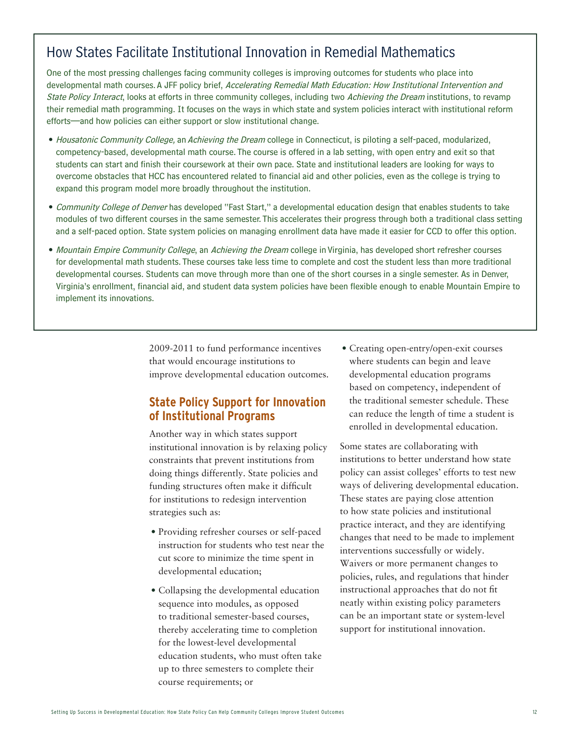## How States Facilitate Institutional Innovation in Remedial Mathematics

One of the most pressing challenges facing community colleges is improving outcomes for students who place into developmental math courses. A JFF policy brief, *Accelerating Remedial Math Education: How Institutional Intervention and State Policy Interact*, looks at efforts in three community colleges, including two *Achieving the Dream* institutions, to revamp their remedial math programming. It focuses on the ways in which state and system policies interact with institutional reform efforts—and how policies can either support or slow institutional change.

- *Housatonic Community College,* an *Achieving the Dream* college in Connecticut, is piloting a self-paced, modularized, competency-based, developmental math course. The course is offered in a lab setting, with open entry and exit so that students can start and finish their coursework at their own pace. State and institutional leaders are looking for ways to overcome obstacles that HCC has encountered related to financial aid and other policies, even as the college is trying to expand this program model more broadly throughout the institution.
- *Community College of Denver* has developed "Fast Start," a developmental education design that enables students to take modules of two different courses in the same semester. This accelerates their progress through both a traditional class setting and a self-paced option. State system policies on managing enrollment data have made it easier for CCD to offer this option.
- *Mountain Empire Community College*, an *Achieving the Dream* college in Virginia, has developed short refresher courses for developmental math students. These courses take less time to complete and cost the student less than more traditional developmental courses. Students can move through more than one of the short courses in a single semester. As in Denver, Virginia's enrollment, financial aid, and student data system policies have been flexible enough to enable Mountain Empire to implement its innovations.

2009-2011 to fund performance incentives that would encourage institutions to improve developmental education outcomes.

### State Policy Support for Innovation of Institutional Programs

Another way in which states support institutional innovation is by relaxing policy constraints that prevent institutions from doing things differently. State policies and funding structures often make it difficult for institutions to redesign intervention strategies such as:

- Providing refresher courses or self-paced instruction for students who test near the cut score to minimize the time spent in developmental education;
- Collapsing the developmental education sequence into modules, as opposed to traditional semester-based courses, thereby accelerating time to completion for the lowest-level developmental education students, who must often take up to three semesters to complete their course requirements; or
- Creating open-entry/open-exit courses where students can begin and leave developmental education programs based on competency, independent of the traditional semester schedule. These can reduce the length of time a student is enrolled in developmental education.

Some states are collaborating with institutions to better understand how state policy can assist colleges' efforts to test new ways of delivering developmental education. These states are paying close attention to how state policies and institutional practice interact, and they are identifying changes that need to be made to implement interventions successfully or widely. Waivers or more permanent changes to policies, rules, and regulations that hinder instructional approaches that do not fit neatly within existing policy parameters can be an important state or system-level support for institutional innovation.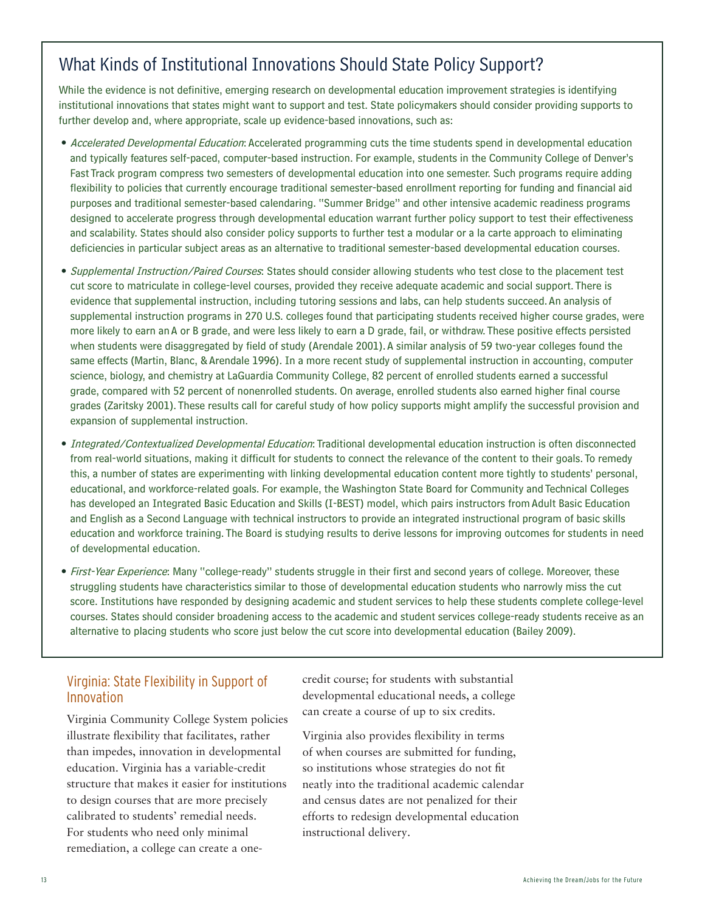## What Kinds of Institutional Innovations Should State Policy Support?

While the evidence is not definitive, emerging research on developmental education improvement strategies is identifying institutional innovations that states might want to support and test. State policymakers should consider providing supports to further develop and, where appropriate, scale up evidence-based innovations, such as:

- *Accelerated Developmental Education*: Accelerated programming cuts the time students spend in developmental education and typically features self-paced, computer-based instruction. For example, students in the Community College of Denver's Fast Track program compress two semesters of developmental education into one semester. Such programs require adding flexibility to policies that currently encourage traditional semester-based enrollment reporting for funding and financial aid purposes and traditional semester-based calendaring. "Summer Bridge" and other intensive academic readiness programs designed to accelerate progress through developmental education warrant further policy support to test their effectiveness and scalability. States should also consider policy supports to further test a modular or a la carte approach to eliminating deficiencies in particular subject areas as an alternative to traditional semester-based developmental education courses.
- *Supplemental Instruction/Paired Courses*: States should consider allowing students who test close to the placement test cut score to matriculate in college-level courses, provided they receive adequate academic and social support. There is evidence that supplemental instruction, including tutoring sessions and labs, can help students succeed. An analysis of supplemental instruction programs in 270 U.S. colleges found that participating students received higher course grades, were more likely to earn an A or B grade, and were less likely to earn a D grade, fail, or withdraw. These positive effects persisted when students were disaggregated by field of study (Arendale 2001). A similar analysis of 59 two-year colleges found the same effects (Martin, Blanc, & Arendale 1996). In a more recent study of supplemental instruction in accounting, computer science, biology, and chemistry at LaGuardia Community College, 82 percent of enrolled students earned a successful grade, compared with 52 percent of nonenrolled students. On average, enrolled students also earned higher final course grades (Zaritsky 2001). These results call for careful study of how policy supports might amplify the successful provision and expansion of supplemental instruction.
- *Integrated/Contextualized Developmental Education*: Traditional developmental education instruction is often disconnected from real-world situations, making it difficult for students to connect the relevance of the content to their goals. To remedy this, a number of states are experimenting with linking developmental education content more tightly to students' personal, educational, and workforce-related goals. For example, the Washington State Board for Community and Technical Colleges has developed an Integrated Basic Education and Skills (I-BEST) model, which pairs instructors from Adult Basic Education and English as a Second Language with technical instructors to provide an integrated instructional program of basic skills education and workforce training. The Board is studying results to derive lessons for improving outcomes for students in need of developmental education.
- *First-Year Experience*: Many "college-ready" students struggle in their first and second years of college. Moreover, these struggling students have characteristics similar to those of developmental education students who narrowly miss the cut score. Institutions have responded by designing academic and student services to help these students complete college-level courses. States should consider broadening access to the academic and student services college-ready students receive as an alternative to placing students who score just below the cut score into developmental education (Bailey 2009).

### Virginia: State Flexibility in Support of Innovation

Virginia Community College System policies illustrate flexibility that facilitates, rather than impedes, innovation in developmental education. Virginia has a variable-credit structure that makes it easier for institutions to design courses that are more precisely calibrated to students' remedial needs. For students who need only minimal remediation, a college can create a one-credit course; for students with substantial developmental educational needs, a college can create a course of up to six credits.

Virginia also provides flexibility in terms of when courses are submitted for funding, so institutions whose strategies do not fit neatly into the traditional academic calendar and census dates are not penalized for their efforts to redesign developmental education instructional delivery.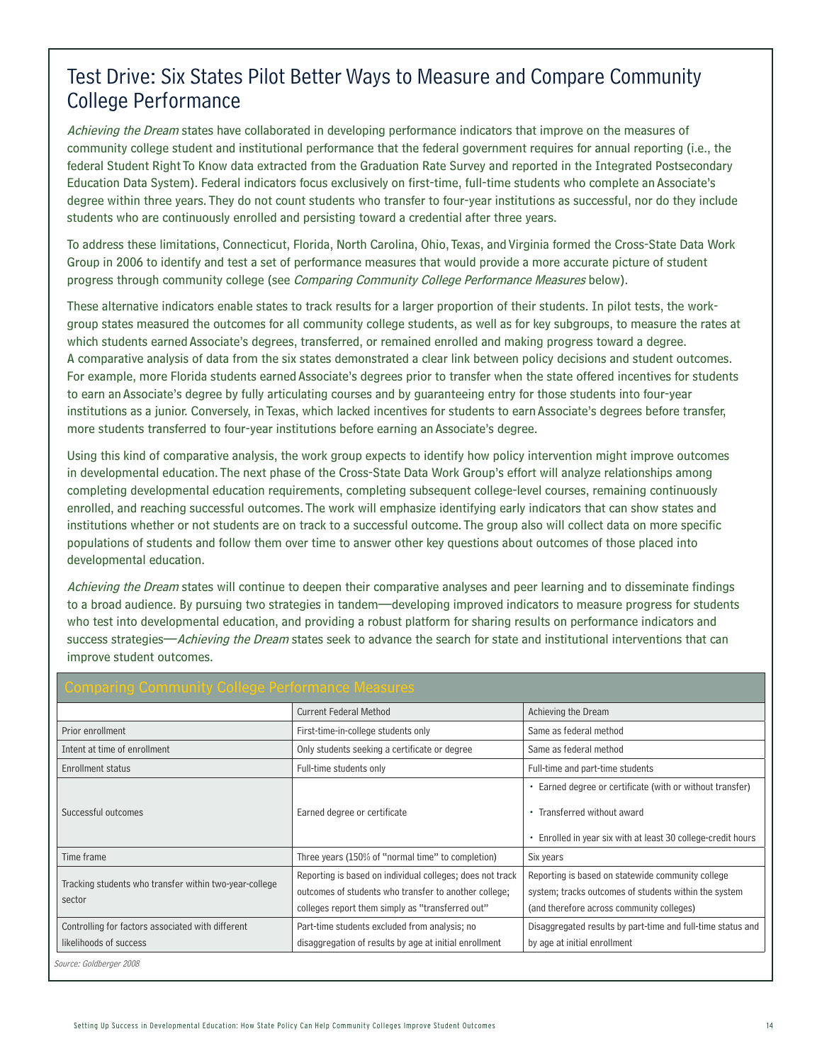## Test Drive: Six States Pilot Better Ways to Measure and Compare Community College Performance

*Achieving the Dream* states have collaborated in developing performance indicators that improve on the measures of community college student and institutional performance that the federal government requires for annual reporting (i.e., the federal Student Right To Know data extracted from the Graduation Rate Survey and reported in the Integrated Postsecondary Education Data System). Federal indicators focus exclusively on first-time, full-time students who complete an Associate's degree within three years. They do not count students who transfer to four-year institutions as successful, nor do they include students who are continuously enrolled and persisting toward a credential after three years.

To address these limitations, Connecticut, Florida, North Carolina, Ohio, Texas, and Virginia formed the Cross-State Data Work Group in 2006 to identify and test a set of performance measures that would provide a more accurate picture of student progress through community college (see *Comparing Community College Performance Measures* below).

These alternative indicators enable states to track results for a larger proportion of their students. In pilot tests, the work-group states measured the outcomes for all community college students, as well as for key subgroups, to measure the rates at which students earned Associate's degrees, transferred, or remained enrolled and making progress toward a degree. A comparative analysis of data from the six states demonstrated a clear link between policy decisions and student outcomes. For example, more Florida students earned Associate's degrees prior to transfer when the state offered incentives for students to earn an Associate's degree by fully articulating courses and by guaranteeing entry for those students into four-year institutions as a junior. Conversely, in Texas, which lacked incentives for students to earn Associate's degrees before transfer, more students transferred to four-year institutions before earning an Associate's degree.

Using this kind of comparative analysis, the work group expects to identify how policy intervention might improve outcomes in developmental education. The next phase of the Cross-State Data Work Group's effort will analyze relationships among completing developmental education requirements, completing subsequent college-level courses, remaining continuously enrolled, and reaching successful outcomes. The work will emphasize identifying early indicators that can show states and institutions whether or not students are on track to a successful outcome. The group also will collect data on more specific populations of students and follow them over time to answer other key questions about outcomes of those placed into developmental education.

*Achieving the Dream* states will continue to deepen their comparative analyses and peer learning and to disseminate findings to a broad audience. By pursuing two strategies in tandem—developing improved indicators to measure progress for students who test into developmental education, and providing a robust platform for sharing results on performance indicators and success strategies—*Achieving the Dream* states seek to advance the search for state and institutional interventions that can improve student outcomes.

### Comparing Community College Performance Measures

| | Current Federal Method | Achieving the Dream |
|---|---|---|
| Prior enrollment | First-time-in-college students only | Same as federal method |
| Intent at time of enrollment | Only students seeking a certificate or degree | Same as federal method |
| Enrollment status | Full-time students only | Full-time and part-time students |
| Successful outcomes | Earned degree or certificate | • Earned degree or certificate (with or without transfer)<br>• Transferred without award<br>• Enrolled in year six with at least 30 college-credit hours |
| Time frame | Three years (150% of "normal time" to completion) | Six years |
| Tracking students who transfer within two-year-college sector | Reporting is based on individual colleges; does not track outcomes of students who transfer to another college; colleges report them simply as "transferred out" | Reporting is based on statewide community college system; tracks outcomes of students within the system (and therefore across community colleges) |
| Controlling for factors associated with different likelihoods of success | Part-time students excluded from analysis; no disaggregation of results by age at initial enrollment | Disaggregated results by part-time and full-time status and by age at initial enrollment |

*Source: Goldberger 2008*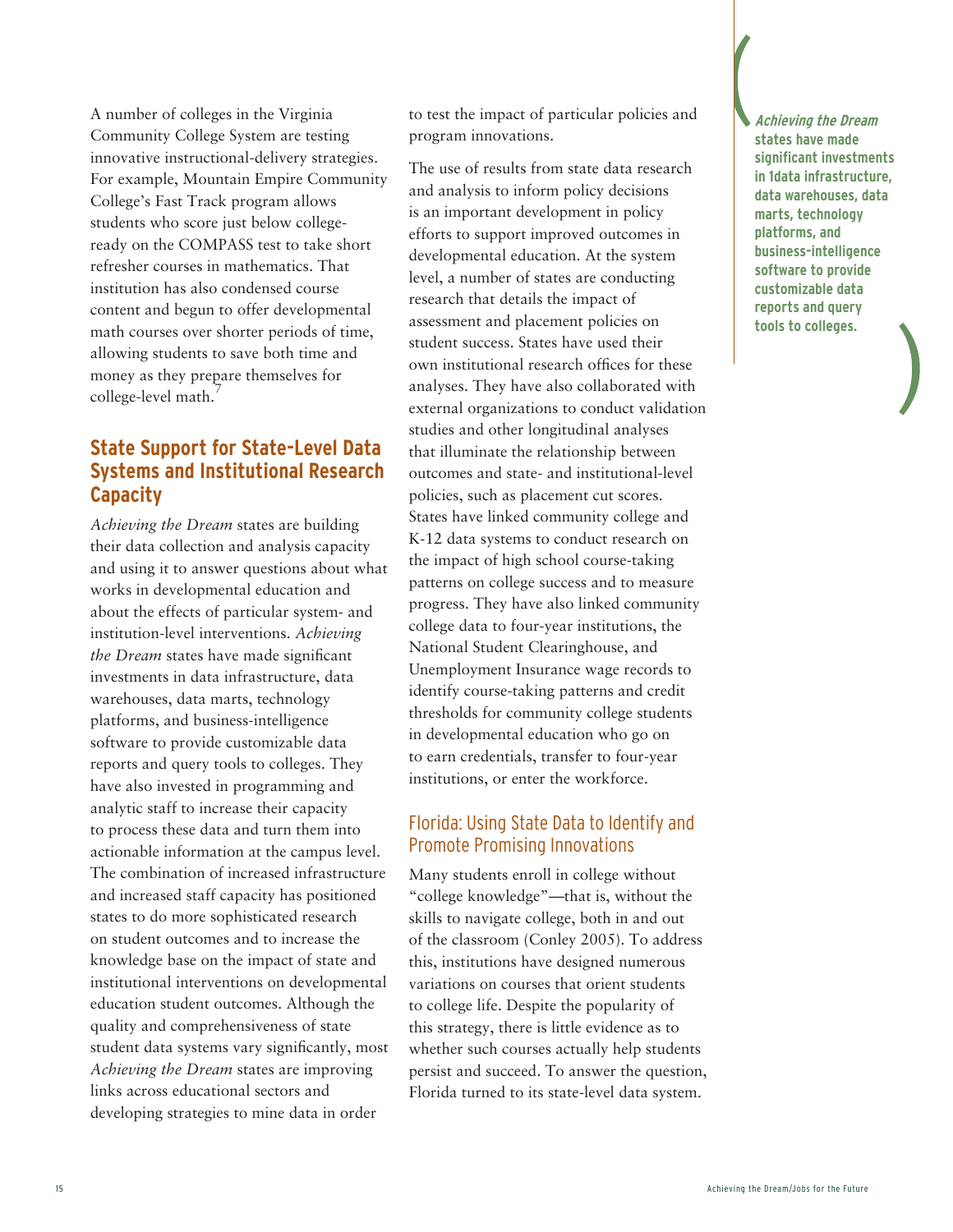A number of colleges in the Virginia Community College System are testing innovative instructional-delivery strategies. For example, Mountain Empire Community College's Fast Track program allows students who score just below college-ready on the COMPASS test to take short refresher courses in mathematics. That institution has also condensed course content and begun to offer developmental math courses over shorter periods of time, allowing students to save both time and money as they prepare themselves for college-level math.[7]

## State Support for State-Level Data Systems and Institutional Research Capacity

*Achieving the Dream* states are building their data collection and analysis capacity and using it to answer questions about what works in developmental education and about the effects of particular system- and institution-level interventions. *Achieving the Dream* states have made significant investments in data infrastructure, data warehouses, data marts, technology platforms, and business-intelligence software to provide customizable data reports and query tools to colleges. They have also invested in programming and analytic staff to increase their capacity to process these data and turn them into actionable information at the campus level. The combination of increased infrastructure and increased staff capacity has positioned states to do more sophisticated research on student outcomes and to increase the knowledge base on the impact of state and institutional interventions on developmental education student outcomes. Although the quality and comprehensiveness of state student data systems vary significantly, most *Achieving the Dream* states are improving links across educational sectors and developing strategies to mine data in order to test the impact of particular policies and program innovations.

The use of results from state data research and analysis to inform policy decisions is an important development in policy efforts to support improved outcomes in developmental education. At the system level, a number of states are conducting research that details the impact of assessment and placement policies on student success. States have used their own institutional research offices for these analyses. They have also collaborated with external organizations to conduct validation studies and other longitudinal analyses that illuminate the relationship between outcomes and state- and institutional-level policies, such as placement cut scores. States have linked community college and K-12 data systems to conduct research on the impact of high school course-taking patterns on college success and to measure progress. They have also linked community college data to four-year institutions, the National Student Clearinghouse, and Unemployment Insurance wage records to identify course-taking patterns and credit thresholds for community college students in developmental education who go on to earn credentials, transfer to four-year institutions, or enter the workforce.

> ***Achieving the Dream*** **states have made significant investments in 1data infrastructure, data warehouses, data marts, technology platforms, and business-intelligence software to provide customizable data reports and query tools to colleges.**

### Florida: Using State Data to Identify and Promote Promising Innovations

Many students enroll in college without "college knowledge"—that is, without the skills to navigate college, both in and out of the classroom (Conley 2005). To address this, institutions have designed numerous variations on courses that orient students to college life. Despite the popularity of this strategy, there is little evidence as to whether such courses actually help students persist and succeed. To answer the question, Florida turned to its state-level data system.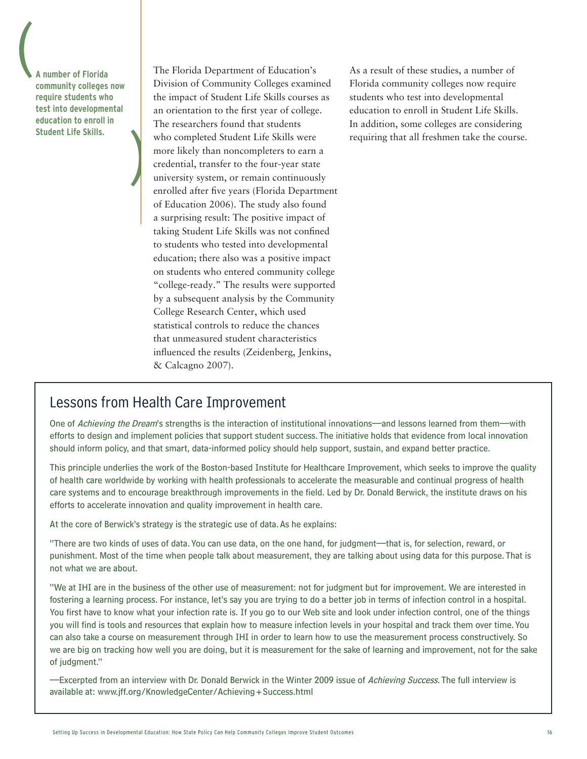> **A number of Florida community colleges now require students who test into developmental education to enroll in Student Life Skills.**

The Florida Department of Education's Division of Community Colleges examined the impact of Student Life Skills courses as an orientation to the first year of college. The researchers found that students who completed Student Life Skills were more likely than noncompleters to earn a credential, transfer to the four-year state university system, or remain continuously enrolled after five years (Florida Department of Education 2006). The study also found a surprising result: The positive impact of taking Student Life Skills was not confined to students who tested into developmental education; there also was a positive impact on students who entered community college "college-ready." The results were supported by a subsequent analysis by the Community College Research Center, which used statistical controls to reduce the chances that unmeasured student characteristics influenced the results (Zeidenberg, Jenkins, & Calcagno 2007).

As a result of these studies, a number of Florida community colleges now require students who test into developmental education to enroll in Student Life Skills. In addition, some colleges are considering requiring that all freshmen take the course.

## Lessons from Health Care Improvement

One of *Achieving the Dream*'s strengths is the interaction of institutional innovations—and lessons learned from them—with efforts to design and implement policies that support student success. The initiative holds that evidence from local innovation should inform policy, and that smart, data-informed policy should help support, sustain, and expand better practice.

This principle underlies the work of the Boston-based Institute for Healthcare Improvement, which seeks to improve the quality of health care worldwide by working with health professionals to accelerate the measurable and continual progress of health care systems and to encourage breakthrough improvements in the field. Led by Dr. Donald Berwick, the institute draws on his efforts to accelerate innovation and quality improvement in health care.

At the core of Berwick's strategy is the strategic use of data. As he explains:

"There are two kinds of uses of data. You can use data, on the one hand, for judgment—that is, for selection, reward, or punishment. Most of the time when people talk about measurement, they are talking about using data for this purpose. That is not what we are about.

"We at IHI are in the business of the other use of measurement: not for judgment but for improvement. We are interested in fostering a learning process. For instance, let's say you are trying to do a better job in terms of infection control in a hospital. You first have to know what your infection rate is. If you go to our Web site and look under infection control, one of the things you will find is tools and resources that explain how to measure infection levels in your hospital and track them over time. You can also take a course on measurement through IHI in order to learn how to use the measurement process constructively. So we are big on tracking how well you are doing, but it is measurement for the sake of learning and improvement, not for the sake of judgment."

—Excerpted from an interview with Dr. Donald Berwick in the Winter 2009 issue of *Achieving Success*. The full interview is available at: www.jff.org/KnowledgeCenter/Achieving+Success.html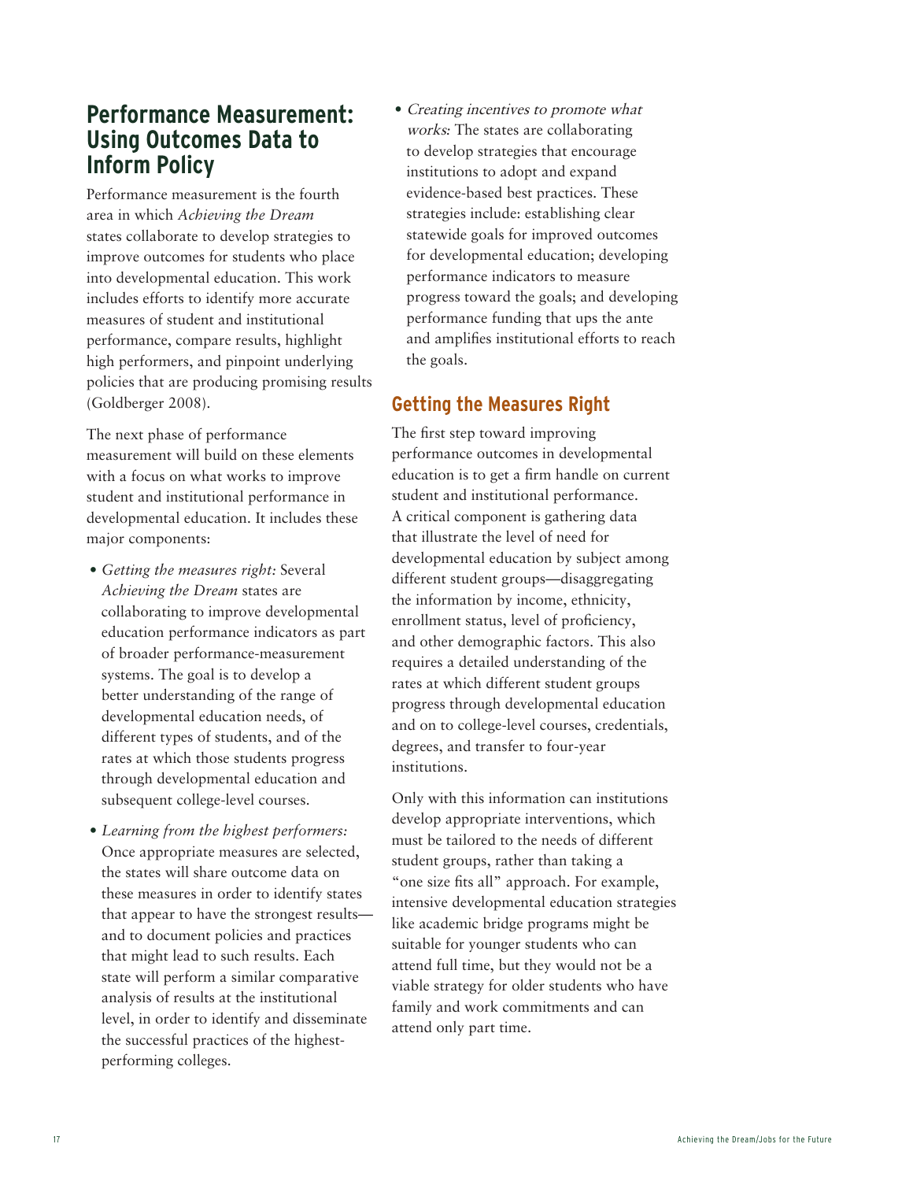## Performance Measurement: Using Outcomes Data to Inform Policy

Performance measurement is the fourth area in which *Achieving the Dream* states collaborate to develop strategies to improve outcomes for students who place into developmental education. This work includes efforts to identify more accurate measures of student and institutional performance, compare results, highlight high performers, and pinpoint underlying policies that are producing promising results (Goldberger 2008).

The next phase of performance measurement will build on these elements with a focus on what works to improve student and institutional performance in developmental education. It includes these major components:

- *Getting the measures right:* Several *Achieving the Dream* states are collaborating to improve developmental education performance indicators as part of broader performance-measurement systems. The goal is to develop a better understanding of the range of developmental education needs, of different types of students, and of the rates at which those students progress through developmental education and subsequent college-level courses.
- *Learning from the highest performers:* Once appropriate measures are selected, the states will share outcome data on these measures in order to identify states that appear to have the strongest results—and to document policies and practices that might lead to such results. Each state will perform a similar comparative analysis of results at the institutional level, in order to identify and disseminate the successful practices of the highest-performing colleges.
- *Creating incentives to promote what works:* The states are collaborating to develop strategies that encourage institutions to adopt and expand evidence-based best practices. These strategies include: establishing clear statewide goals for improved outcomes for developmental education; developing performance indicators to measure progress toward the goals; and developing performance funding that ups the ante and amplifies institutional efforts to reach the goals.

### Getting the Measures Right

The first step toward improving performance outcomes in developmental education is to get a firm handle on current student and institutional performance. A critical component is gathering data that illustrate the level of need for developmental education by subject among different student groups—disaggregating the information by income, ethnicity, enrollment status, level of proficiency, and other demographic factors. This also requires a detailed understanding of the rates at which different student groups progress through developmental education and on to college-level courses, credentials, degrees, and transfer to four-year institutions.

Only with this information can institutions develop appropriate interventions, which must be tailored to the needs of different student groups, rather than taking a "one size fits all" approach. For example, intensive developmental education strategies like academic bridge programs might be suitable for younger students who can attend full time, but they would not be a viable strategy for older students who have family and work commitments and can attend only part time.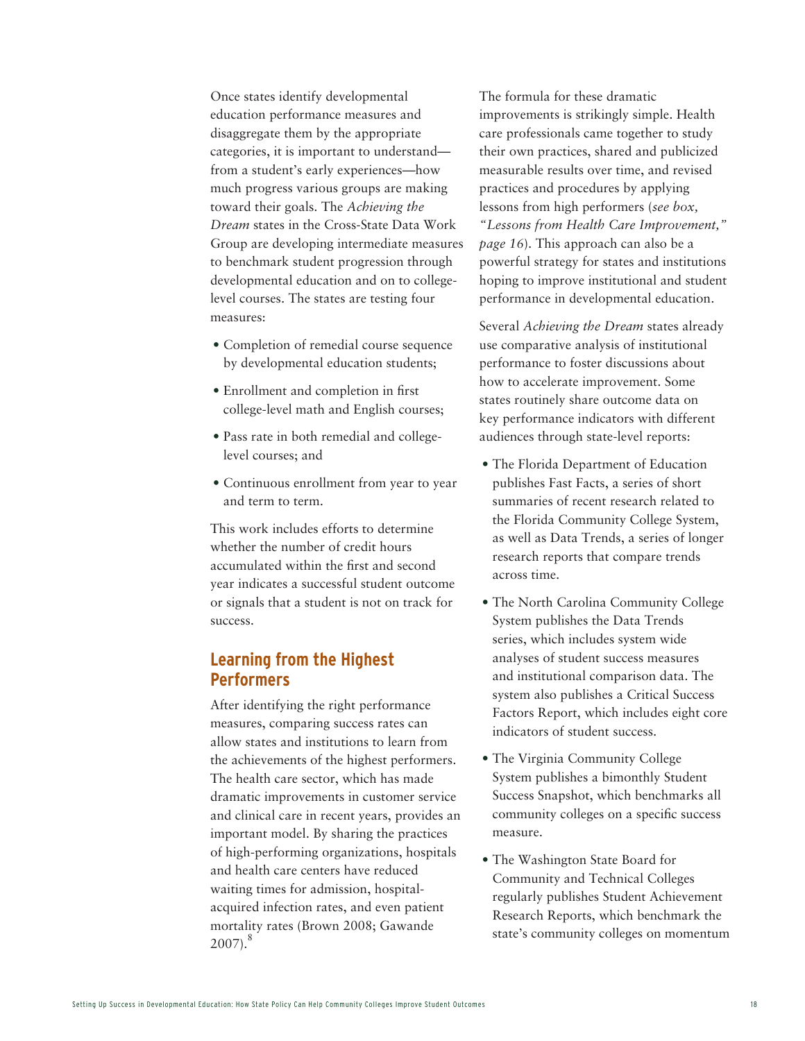Once states identify developmental education performance measures and disaggregate them by the appropriate categories, it is important to understand—from a student's early experiences—how much progress various groups are making toward their goals. The *Achieving the Dream* states in the Cross-State Data Work Group are developing intermediate measures to benchmark student progression through developmental education and on to college-level courses. The states are testing four measures:

- Completion of remedial course sequence by developmental education students;
- Enrollment and completion in first college-level math and English courses;
- Pass rate in both remedial and college-level courses; and
- Continuous enrollment from year to year and term to term.

This work includes efforts to determine whether the number of credit hours accumulated within the first and second year indicates a successful student outcome or signals that a student is not on track for success.

## Learning from the Highest Performers

After identifying the right performance measures, comparing success rates can allow states and institutions to learn from the achievements of the highest performers. The health care sector, which has made dramatic improvements in customer service and clinical care in recent years, provides an important model. By sharing the practices of high-performing organizations, hospitals and health care centers have reduced waiting times for admission, hospital-acquired infection rates, and even patient mortality rates (Brown 2008; Gawande 2007).[8]

The formula for these dramatic improvements is strikingly simple. Health care professionals came together to study their own practices, shared and publicized measurable results over time, and revised practices and procedures by applying lessons from high performers (*see box, "Lessons from Health Care Improvement," page 16*). This approach can also be a powerful strategy for states and institutions hoping to improve institutional and student performance in developmental education.

Several *Achieving the Dream* states already use comparative analysis of institutional performance to foster discussions about how to accelerate improvement. Some states routinely share outcome data on key performance indicators with different audiences through state-level reports:

- The Florida Department of Education publishes Fast Facts, a series of short summaries of recent research related to the Florida Community College System, as well as Data Trends, a series of longer research reports that compare trends across time.
- The North Carolina Community College System publishes the Data Trends series, which includes system wide analyses of student success measures and institutional comparison data. The system also publishes a Critical Success Factors Report, which includes eight core indicators of student success.
- The Virginia Community College System publishes a bimonthly Student Success Snapshot, which benchmarks all community colleges on a specific success measure.
- The Washington State Board for Community and Technical Colleges regularly publishes Student Achievement Research Reports, which benchmark the state's community colleges on momentum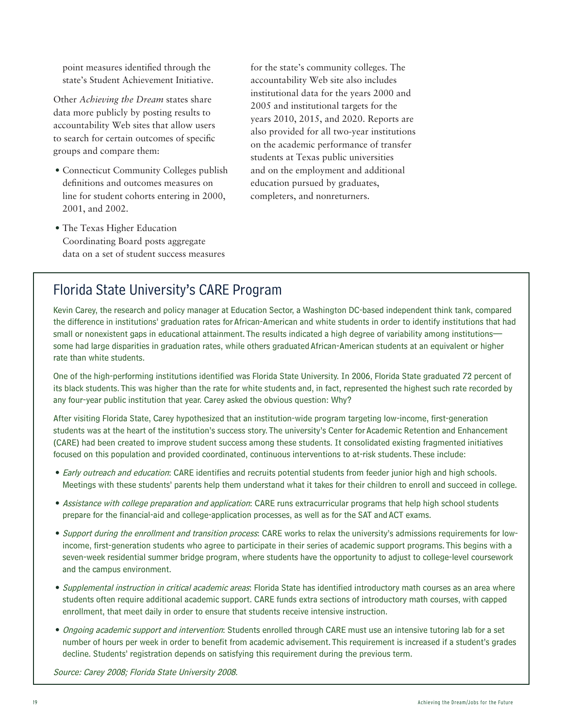point measures identified through the state's Student Achievement Initiative.

Other *Achieving the Dream* states share data more publicly by posting results to accountability Web sites that allow users to search for certain outcomes of specific groups and compare them:

- Connecticut Community Colleges publish definitions and outcomes measures on line for student cohorts entering in 2000, 2001, and 2002.
- The Texas Higher Education Coordinating Board posts aggregate data on a set of student success measures for the state's community colleges. The accountability Web site also includes institutional data for the years 2000 and 2005 and institutional targets for the years 2010, 2015, and 2020. Reports are also provided for all two-year institutions on the academic performance of transfer students at Texas public universities and on the employment and additional education pursued by graduates, completers, and nonreturners.

## Florida State University's CARE Program

Kevin Carey, the research and policy manager at Education Sector, a Washington DC-based independent think tank, compared the difference in institutions' graduation rates for African-American and white students in order to identify institutions that had small or nonexistent gaps in educational attainment. The results indicated a high degree of variability among institutions—some had large disparities in graduation rates, while others graduated African-American students at an equivalent or higher rate than white students.

One of the high-performing institutions identified was Florida State University. In 2006, Florida State graduated 72 percent of its black students. This was higher than the rate for white students and, in fact, represented the highest such rate recorded by any four-year public institution that year. Carey asked the obvious question: Why?

After visiting Florida State, Carey hypothesized that an institution-wide program targeting low-income, first-generation students was at the heart of the institution's success story. The university's Center for Academic Retention and Enhancement (CARE) had been created to improve student success among these students. It consolidated existing fragmented initiatives focused on this population and provided coordinated, continuous interventions to at-risk students. These include:

- *Early outreach and education*: CARE identifies and recruits potential students from feeder junior high and high schools. Meetings with these students' parents help them understand what it takes for their children to enroll and succeed in college.
- *Assistance with college preparation and application*: CARE runs extracurricular programs that help high school students prepare for the financial-aid and college-application processes, as well as for the SAT and ACT exams.
- *Support during the enrollment and transition process*: CARE works to relax the university's admissions requirements for low-income, first-generation students who agree to participate in their series of academic support programs. This begins with a seven-week residential summer bridge program, where students have the opportunity to adjust to college-level coursework and the campus environment.
- *Supplemental instruction in critical academic areas*: Florida State has identified introductory math courses as an area where students often require additional academic support. CARE funds extra sections of introductory math courses, with capped enrollment, that meet daily in order to ensure that students receive intensive instruction.
- *Ongoing academic support and intervention*: Students enrolled through CARE must use an intensive tutoring lab for a set number of hours per week in order to benefit from academic advisement. This requirement is increased if a student's grades decline. Students' registration depends on satisfying this requirement during the previous term.

*Source: Carey 2008; Florida State University 2008.*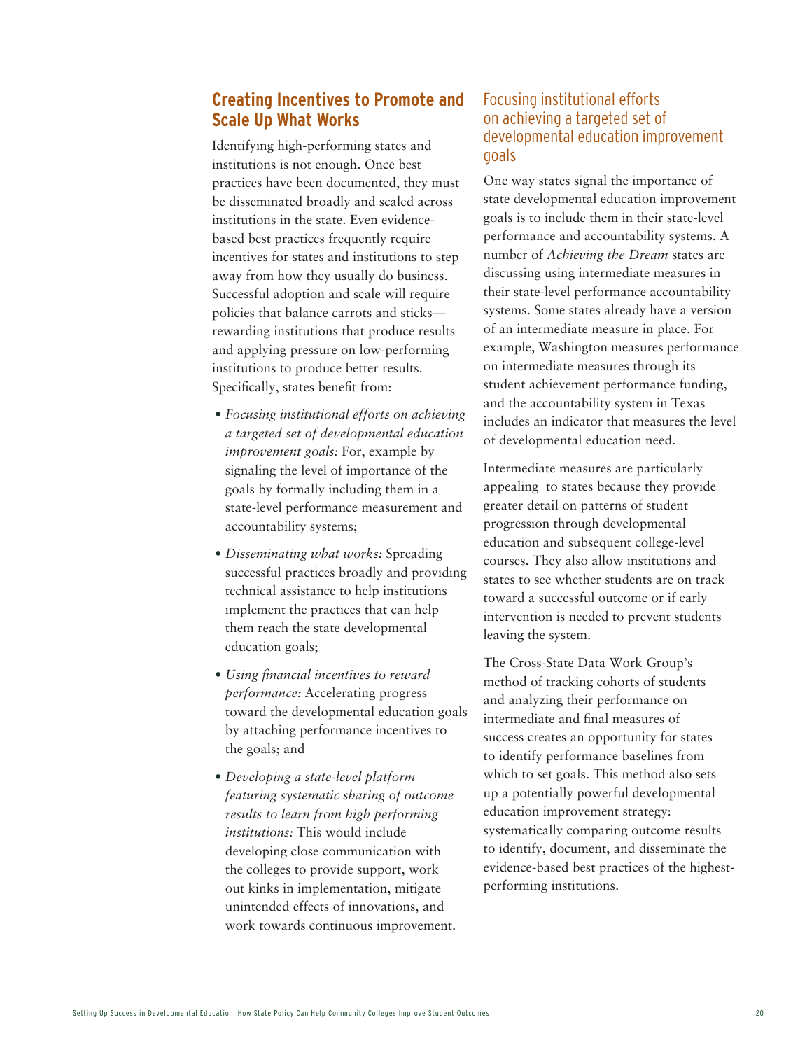## Creating Incentives to Promote and Scale Up What Works

Identifying high-performing states and institutions is not enough. Once best practices have been documented, they must be disseminated broadly and scaled across institutions in the state. Even evidence-based best practices frequently require incentives for states and institutions to step away from how they usually do business. Successful adoption and scale will require policies that balance carrots and sticks—rewarding institutions that produce results and applying pressure on low-performing institutions to produce better results. Specifically, states benefit from:

- *Focusing institutional efforts on achieving a targeted set of developmental education improvement goals:* For, example by signaling the level of importance of the goals by formally including them in a state-level performance measurement and accountability systems;
- *Disseminating what works:* Spreading successful practices broadly and providing technical assistance to help institutions implement the practices that can help them reach the state developmental education goals;
- *Using financial incentives to reward performance:* Accelerating progress toward the developmental education goals by attaching performance incentives to the goals; and
- *Developing a state-level platform featuring systematic sharing of outcome results to learn from high performing institutions:* This would include developing close communication with the colleges to provide support, work out kinks in implementation, mitigate unintended effects of innovations, and work towards continuous improvement.

### Focusing institutional efforts on achieving a targeted set of developmental education improvement goals

One way states signal the importance of state developmental education improvement goals is to include them in their state-level performance and accountability systems. A number of *Achieving the Dream* states are discussing using intermediate measures in their state-level performance accountability systems. Some states already have a version of an intermediate measure in place. For example, Washington measures performance on intermediate measures through its student achievement performance funding, and the accountability system in Texas includes an indicator that measures the level of developmental education need.

Intermediate measures are particularly appealing to states because they provide greater detail on patterns of student progression through developmental education and subsequent college-level courses. They also allow institutions and states to see whether students are on track toward a successful outcome or if early intervention is needed to prevent students leaving the system.

The Cross-State Data Work Group's method of tracking cohorts of students and analyzing their performance on intermediate and final measures of success creates an opportunity for states to identify performance baselines from which to set goals. This method also sets up a potentially powerful developmental education improvement strategy: systematically comparing outcome results to identify, document, and disseminate the evidence-based best practices of the highest-performing institutions.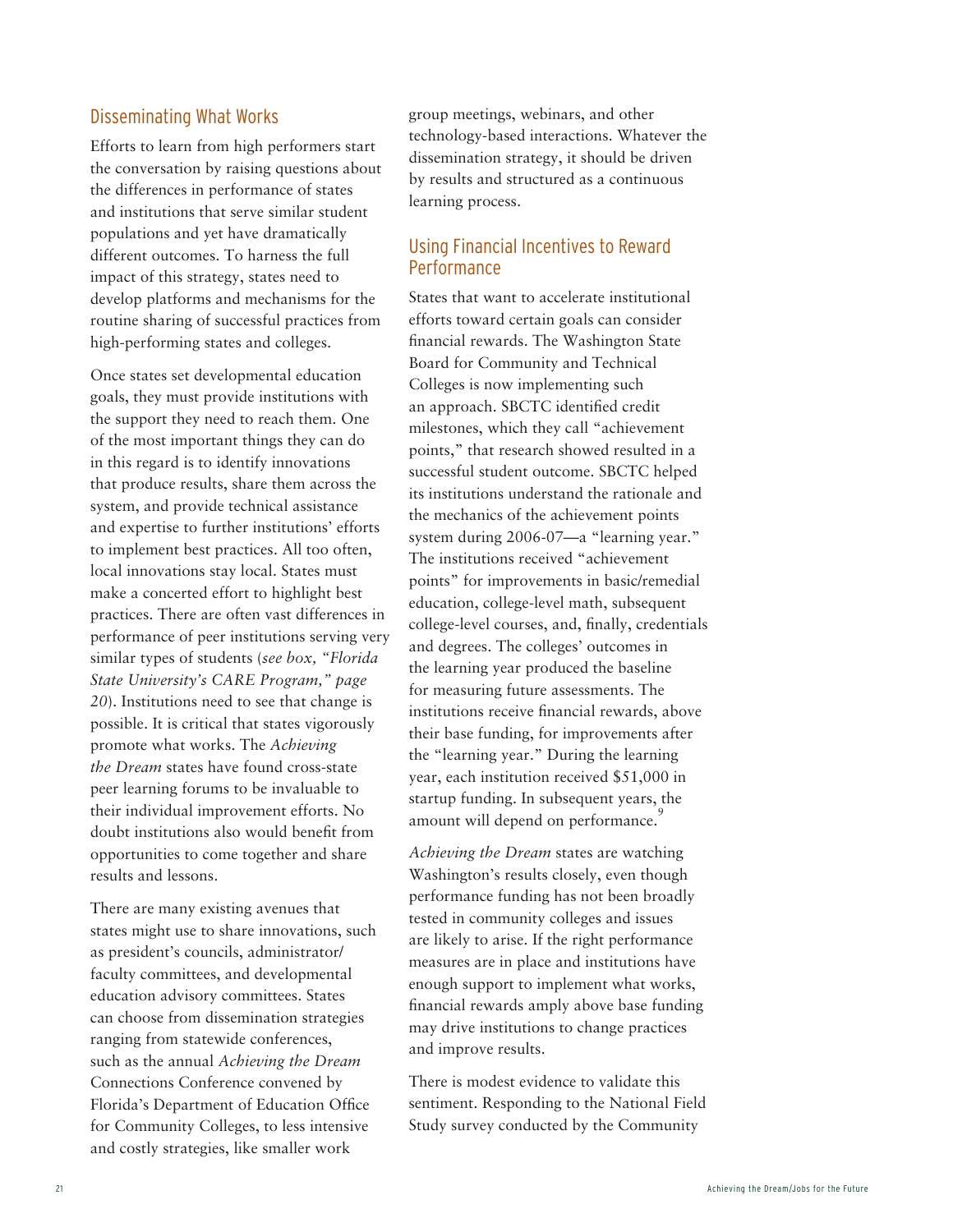## Disseminating What Works

Efforts to learn from high performers start the conversation by raising questions about the differences in performance of states and institutions that serve similar student populations and yet have dramatically different outcomes. To harness the full impact of this strategy, states need to develop platforms and mechanisms for the routine sharing of successful practices from high-performing states and colleges.

Once states set developmental education goals, they must provide institutions with the support they need to reach them. One of the most important things they can do in this regard is to identify innovations that produce results, share them across the system, and provide technical assistance and expertise to further institutions' efforts to implement best practices. All too often, local innovations stay local. States must make a concerted effort to highlight best practices. There are often vast differences in performance of peer institutions serving very similar types of students (*see box, "Florida State University's CARE Program," page 20*). Institutions need to see that change is possible. It is critical that states vigorously promote what works. The *Achieving the Dream* states have found cross-state peer learning forums to be invaluable to their individual improvement efforts. No doubt institutions also would benefit from opportunities to come together and share results and lessons.

There are many existing avenues that states might use to share innovations, such as president's councils, administrator/faculty committees, and developmental education advisory committees. States can choose from dissemination strategies ranging from statewide conferences, such as the annual *Achieving the Dream* Connections Conference convened by Florida's Department of Education Office for Community Colleges, to less intensive and costly strategies, like smaller work group meetings, webinars, and other technology-based interactions. Whatever the dissemination strategy, it should be driven by results and structured as a continuous learning process.

## Using Financial Incentives to Reward Performance

States that want to accelerate institutional efforts toward certain goals can consider financial rewards. The Washington State Board for Community and Technical Colleges is now implementing such an approach. SBCTC identified credit milestones, which they call "achievement points," that research showed resulted in a successful student outcome. SBCTC helped its institutions understand the rationale and the mechanics of the achievement points system during 2006-07—a "learning year." The institutions received "achievement points" for improvements in basic/remedial education, college-level math, subsequent college-level courses, and, finally, credentials and degrees. The colleges' outcomes in the learning year produced the baseline for measuring future assessments. The institutions receive financial rewards, above their base funding, for improvements after the "learning year." During the learning year, each institution received $51,000 in startup funding. In subsequent years, the amount will depend on performance.[9]

*Achieving the Dream* states are watching Washington's results closely, even though performance funding has not been broadly tested in community colleges and issues are likely to arise. If the right performance measures are in place and institutions have enough support to implement what works, financial rewards amply above base funding may drive institutions to change practices and improve results.

There is modest evidence to validate this sentiment. Responding to the National Field Study survey conducted by the Community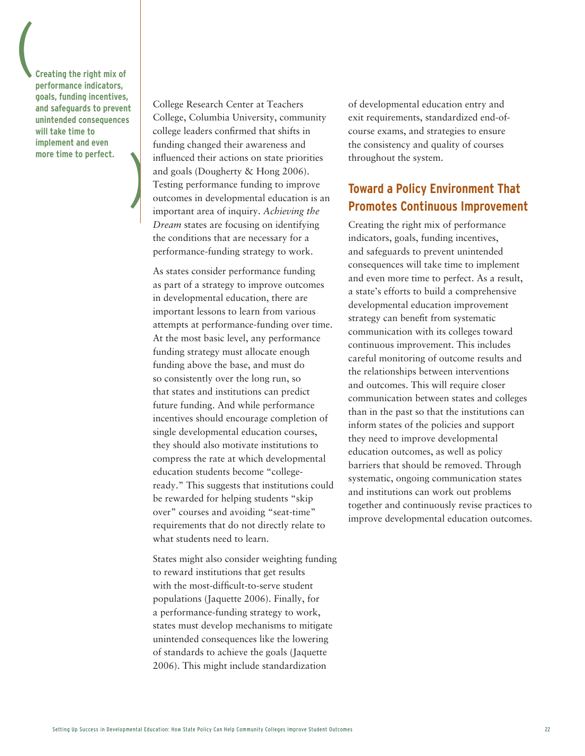**Creating the right mix of performance indicators, goals, funding incentives, and safeguards to prevent unintended consequences will take time to implement and even more time to perfect.**

College Research Center at Teachers College, Columbia University, community college leaders confirmed that shifts in funding changed their awareness and influenced their actions on state priorities and goals (Dougherty & Hong 2006). Testing performance funding to improve outcomes in developmental education is an important area of inquiry. *Achieving the Dream* states are focusing on identifying the conditions that are necessary for a performance-funding strategy to work.

As states consider performance funding as part of a strategy to improve outcomes in developmental education, there are important lessons to learn from various attempts at performance-funding over time. At the most basic level, any performance funding strategy must allocate enough funding above the base, and must do so consistently over the long run, so that states and institutions can predict future funding. And while performance incentives should encourage completion of single developmental education courses, they should also motivate institutions to compress the rate at which developmental education students become "college-ready." This suggests that institutions could be rewarded for helping students "skip over" courses and avoiding "seat-time" requirements that do not directly relate to what students need to learn.

States might also consider weighting funding to reward institutions that get results with the most-difficult-to-serve student populations (Jaquette 2006). Finally, for a performance-funding strategy to work, states must develop mechanisms to mitigate unintended consequences like the lowering of standards to achieve the goals (Jaquette 2006). This might include standardization of developmental education entry and exit requirements, standardized end-of-course exams, and strategies to ensure the consistency and quality of courses throughout the system.

## Toward a Policy Environment That Promotes Continuous Improvement

Creating the right mix of performance indicators, goals, funding incentives, and safeguards to prevent unintended consequences will take time to implement and even more time to perfect. As a result, a state's efforts to build a comprehensive developmental education improvement strategy can benefit from systematic communication with its colleges toward continuous improvement. This includes careful monitoring of outcome results and the relationships between interventions and outcomes. This will require closer communication between states and colleges than in the past so that the institutions can inform states of the policies and support they need to improve developmental education outcomes, as well as policy barriers that should be removed. Through systematic, ongoing communication states and institutions can work out problems together and continuously revise practices to improve developmental education outcomes.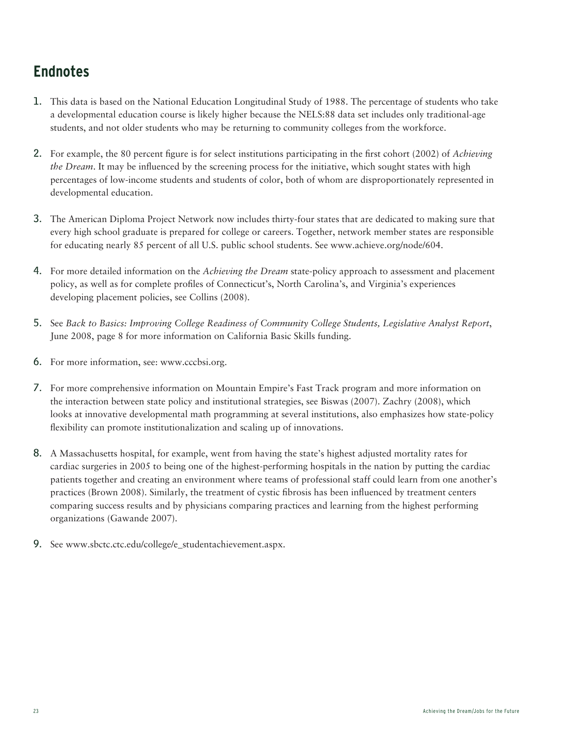## Endnotes

1. This data is based on the National Education Longitudinal Study of 1988. The percentage of students who take a developmental education course is likely higher because the NELS:88 data set includes only traditional-age students, and not older students who may be returning to community colleges from the workforce.

2. For example, the 80 percent figure is for select institutions participating in the first cohort (2002) of *Achieving the Dream*. It may be influenced by the screening process for the initiative, which sought states with high percentages of low-income students and students of color, both of whom are disproportionately represented in developmental education.

3. The American Diploma Project Network now includes thirty-four states that are dedicated to making sure that every high school graduate is prepared for college or careers. Together, network member states are responsible for educating nearly 85 percent of all U.S. public school students. See www.achieve.org/node/604.

4. For more detailed information on the *Achieving the Dream* state-policy approach to assessment and placement policy, as well as for complete profiles of Connecticut's, North Carolina's, and Virginia's experiences developing placement policies, see Collins (2008).

5. See *Back to Basics: Improving College Readiness of Community College Students, Legislative Analyst Report*, June 2008, page 8 for more information on California Basic Skills funding.

6. For more information, see: www.cccbsi.org.

7. For more comprehensive information on Mountain Empire's Fast Track program and more information on the interaction between state policy and institutional strategies, see Biswas (2007). Zachry (2008), which looks at innovative developmental math programming at several institutions, also emphasizes how state-policy flexibility can promote institutionalization and scaling up of innovations.

8. A Massachusetts hospital, for example, went from having the state's highest adjusted mortality rates for cardiac surgeries in 2005 to being one of the highest-performing hospitals in the nation by putting the cardiac patients together and creating an environment where teams of professional staff could learn from one another's practices (Brown 2008). Similarly, the treatment of cystic fibrosis has been influenced by treatment centers comparing success results and by physicians comparing practices and learning from the highest performing organizations (Gawande 2007).

9. See www.sbctc.ctc.edu/college/e_studentachievement.aspx.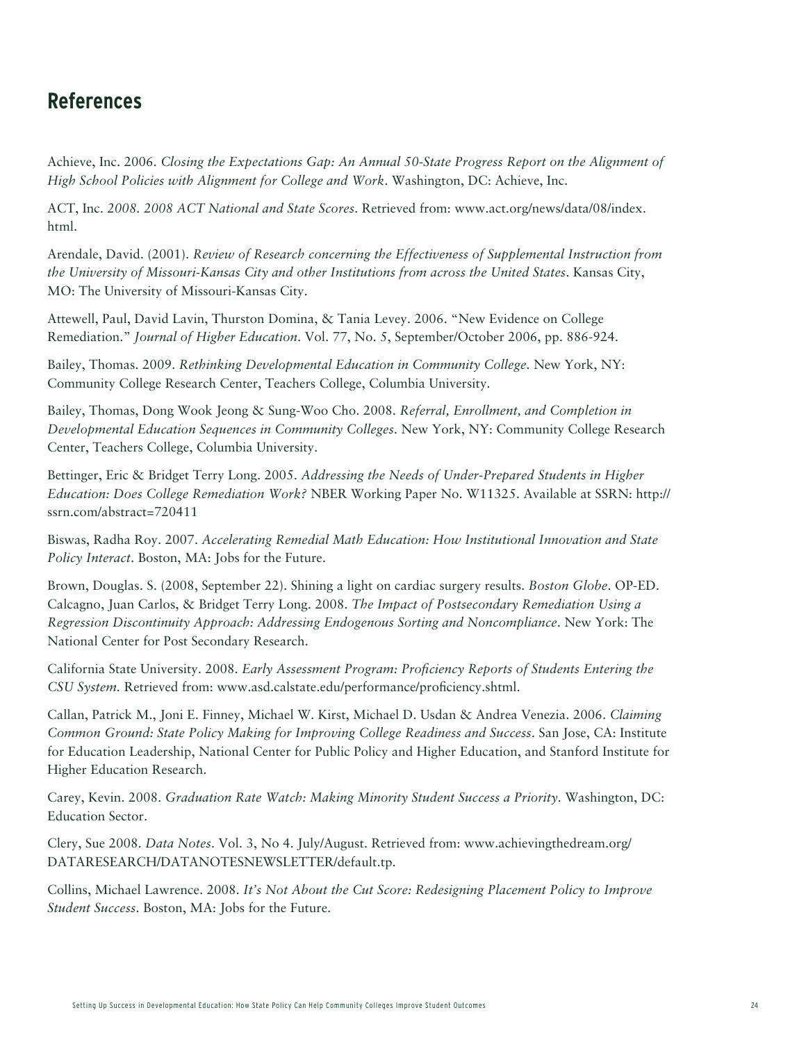## References

Achieve, Inc. 2006. *Closing the Expectations Gap: An Annual 50-State Progress Report on the Alignment of High School Policies with Alignment for College and Work*. Washington, DC: Achieve, Inc.

ACT, Inc. *2008. 2008 ACT National and State Scores*. Retrieved from: www.act.org/news/data/08/index.html.

Arendale, David. (2001). *Review of Research concerning the Effectiveness of Supplemental Instruction from the University of Missouri-Kansas City and other Institutions from across the United States*. Kansas City, MO: The University of Missouri-Kansas City.

Attewell, Paul, David Lavin, Thurston Domina, & Tania Levey. 2006. "New Evidence on College Remediation." *Journal of Higher Education*. Vol. 77, No. 5, September/October 2006, pp. 886-924.

Bailey, Thomas. 2009. *Rethinking Developmental Education in Community College*. New York, NY: Community College Research Center, Teachers College, Columbia University.

Bailey, Thomas, Dong Wook Jeong & Sung-Woo Cho. 2008. *Referral, Enrollment, and Completion in Developmental Education Sequences in Community Colleges*. New York, NY: Community College Research Center, Teachers College, Columbia University.

Bettinger, Eric & Bridget Terry Long. 2005. *Addressing the Needs of Under-Prepared Students in Higher Education: Does College Remediation Work?* NBER Working Paper No. W11325. Available at SSRN: http://ssrn.com/abstract=720411

Biswas, Radha Roy. 2007. *Accelerating Remedial Math Education: How Institutional Innovation and State Policy Interact*. Boston, MA: Jobs for the Future.

Brown, Douglas. S. (2008, September 22). Shining a light on cardiac surgery results. *Boston Globe*. OP-ED.
Calcagno, Juan Carlos, & Bridget Terry Long. 2008. *The Impact of Postsecondary Remediation Using a Regression Discontinuity Approach: Addressing Endogenous Sorting and Noncompliance*. New York: The National Center for Post Secondary Research.

California State University. 2008. *Early Assessment Program: Proficiency Reports of Students Entering the CSU System.* Retrieved from: www.asd.calstate.edu/performance/proficiency.shtml.

Callan, Patrick M., Joni E. Finney, Michael W. Kirst, Michael D. Usdan & Andrea Venezia. 2006. *Claiming Common Ground: State Policy Making for Improving College Readiness and Success*. San Jose, CA: Institute for Education Leadership, National Center for Public Policy and Higher Education, and Stanford Institute for Higher Education Research.

Carey, Kevin. 2008. *Graduation Rate Watch: Making Minority Student Success a Priority*. Washington, DC: Education Sector.

Clery, Sue 2008. *Data Notes*. Vol. 3, No 4. July/August. Retrieved from: www.achievingthedream.org/DATARESEARCH/DATANOTESNEWSLETTER/default.tp.

Collins, Michael Lawrence. 2008. *It's Not About the Cut Score: Redesigning Placement Policy to Improve Student Success*. Boston, MA: Jobs for the Future.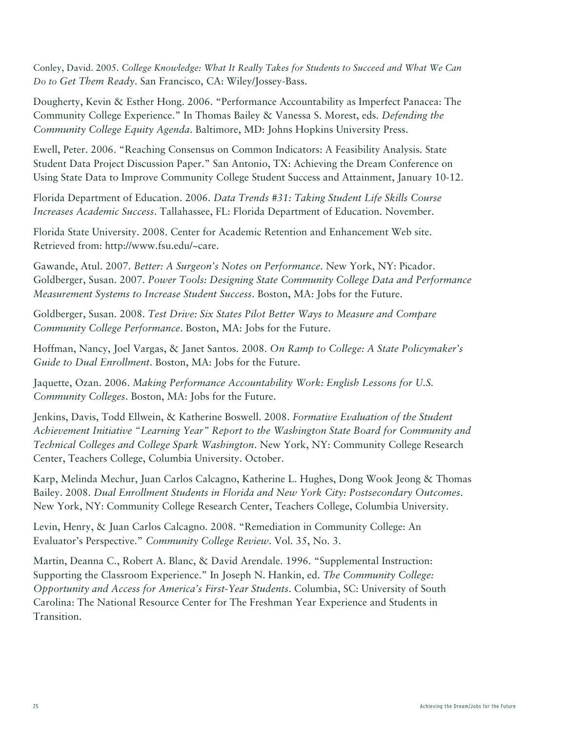Conley, David. 2005. *College Knowledge: What It Really Takes for Students to Succeed and What We Can Do to Get Them Ready*. San Francisco, CA: Wiley/Jossey-Bass.

Dougherty, Kevin & Esther Hong. 2006. "Performance Accountability as Imperfect Panacea: The Community College Experience." In Thomas Bailey & Vanessa S. Morest, eds. *Defending the Community College Equity Agenda*. Baltimore, MD: Johns Hopkins University Press.

Ewell, Peter. 2006. "Reaching Consensus on Common Indicators: A Feasibility Analysis. State Student Data Project Discussion Paper." San Antonio, TX: Achieving the Dream Conference on Using State Data to Improve Community College Student Success and Attainment, January 10-12.

Florida Department of Education. 2006. *Data Trends #31: Taking Student Life Skills Course Increases Academic Success*. Tallahassee, FL: Florida Department of Education. November.

Florida State University. 2008. Center for Academic Retention and Enhancement Web site. Retrieved from: http://www.fsu.edu/~care.

Gawande, Atul. 2007. *Better: A Surgeon's Notes on Performance*. New York, NY: Picador.
Goldberger, Susan. 2007. *Power Tools: Designing State Community College Data and Performance Measurement Systems to Increase Student Success*. Boston, MA: Jobs for the Future.

Goldberger, Susan. 2008. *Test Drive: Six States Pilot Better Ways to Measure and Compare Community College Performance*. Boston, MA: Jobs for the Future.

Hoffman, Nancy, Joel Vargas, & Janet Santos. 2008. *On Ramp to College: A State Policymaker's Guide to Dual Enrollment*. Boston, MA: Jobs for the Future.

Jaquette, Ozan. 2006. *Making Performance Accountability Work: English Lessons for U.S. Community Colleges*. Boston, MA: Jobs for the Future.

Jenkins, Davis, Todd Ellwein, & Katherine Boswell. 2008. *Formative Evaluation of the Student Achievement Initiative "Learning Year" Report to the Washington State Board for Community and Technical Colleges and College Spark Washington*. New York, NY: Community College Research Center, Teachers College, Columbia University. October.

Karp, Melinda Mechur, Juan Carlos Calcagno, Katherine L. Hughes, Dong Wook Jeong & Thomas Bailey. 2008. *Dual Enrollment Students in Florida and New York City: Postsecondary Outcomes*. New York, NY: Community College Research Center, Teachers College, Columbia University.

Levin, Henry, & Juan Carlos Calcagno. 2008. "Remediation in Community College: An Evaluator's Perspective." *Community College Review*. Vol. 35, No. 3.

Martin, Deanna C., Robert A. Blanc, & David Arendale. 1996. "Supplemental Instruction: Supporting the Classroom Experience." In Joseph N. Hankin, ed. *The Community College: Opportunity and Access for America's First-Year Students*. Columbia, SC: University of South Carolina: The National Resource Center for The Freshman Year Experience and Students in Transition.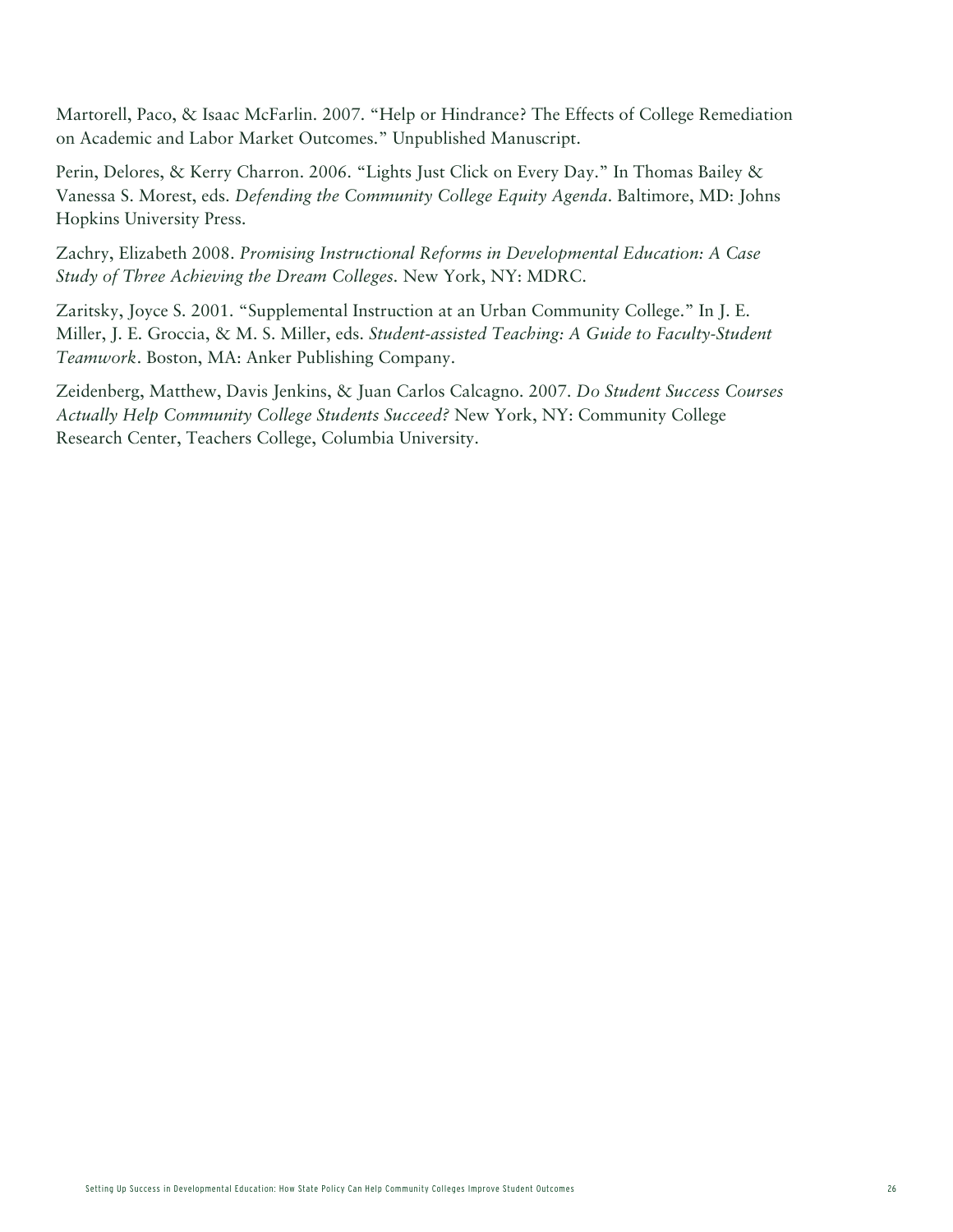Martorell, Paco, & Isaac McFarlin. 2007. "Help or Hindrance? The Effects of College Remediation on Academic and Labor Market Outcomes." Unpublished Manuscript.

Perin, Delores, & Kerry Charron. 2006. "Lights Just Click on Every Day." In Thomas Bailey & Vanessa S. Morest, eds. *Defending the Community College Equity Agenda*. Baltimore, MD: Johns Hopkins University Press.

Zachry, Elizabeth 2008. *Promising Instructional Reforms in Developmental Education: A Case Study of Three Achieving the Dream Colleges*. New York, NY: MDRC.

Zaritsky, Joyce S. 2001. "Supplemental Instruction at an Urban Community College." In J. E. Miller, J. E. Groccia, & M. S. Miller, eds. *Student-assisted Teaching: A Guide to Faculty-Student Teamwork*. Boston, MA: Anker Publishing Company.

Zeidenberg, Matthew, Davis Jenkins, & Juan Carlos Calcagno. 2007. *Do Student Success Courses Actually Help Community College Students Succeed?* New York, NY: Community College Research Center, Teachers College, Columbia University.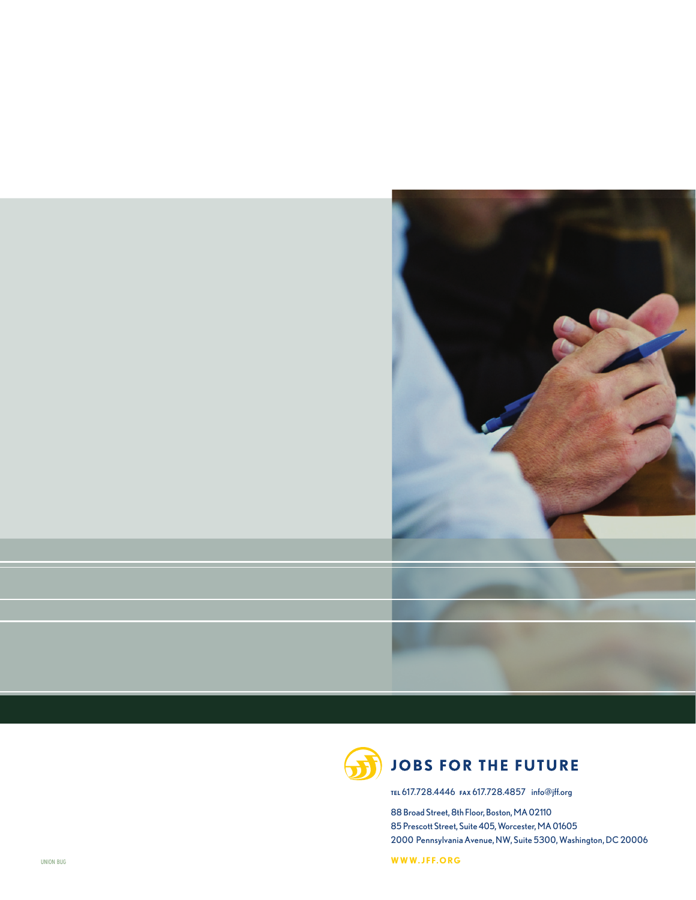**JOBS FOR THE FUTURE**

TEL 617.728.4446 FAX 617.728.4857 info@jff.org

88 Broad Street, 8th Floor, Boston, MA 02110
85 Prescott Street, Suite 405, Worcester, MA 01605
2000 Pennsylvania Avenue, NW, Suite 5300, Washington, DC 20006

WWW.JFF.ORG

UNION BUG